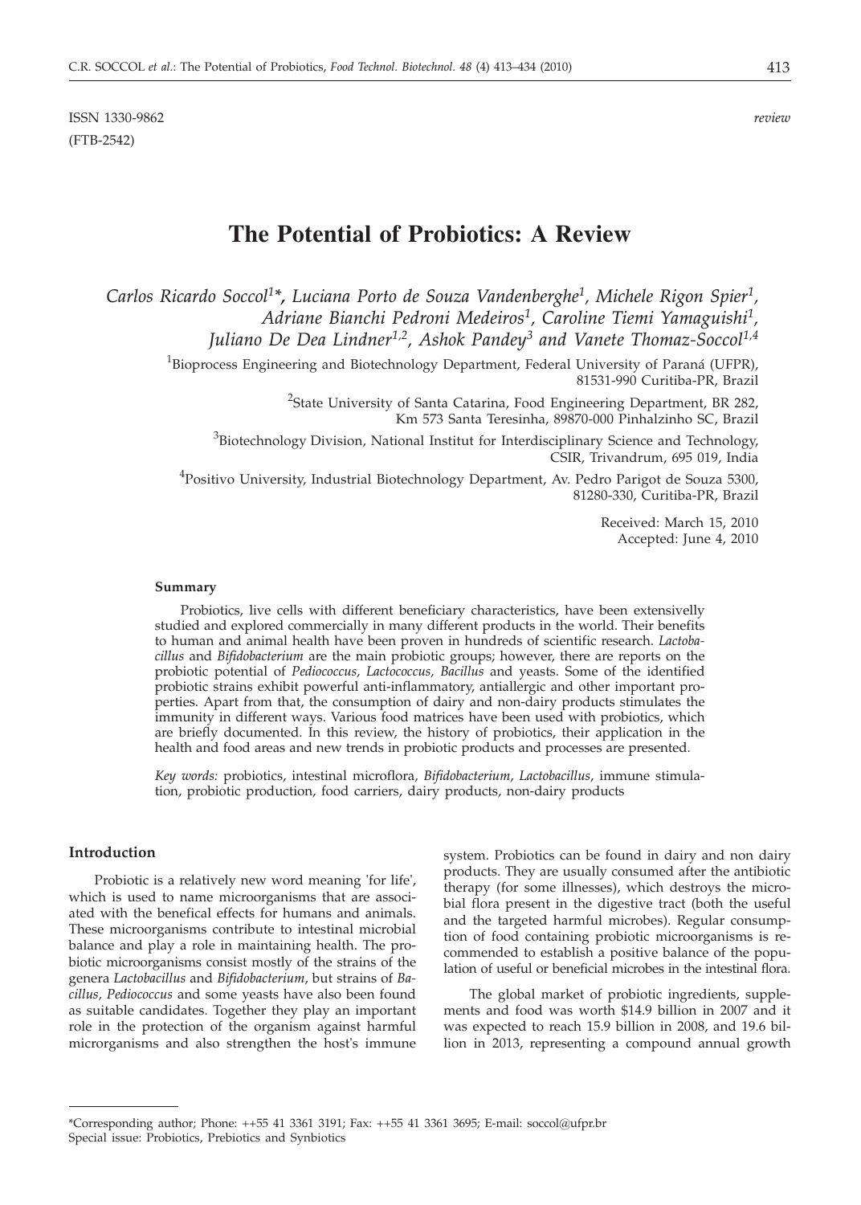ISSN 1330-9862 *review*
(FTB-2542)

# The Potential of Probiotics: A Review

*Carlos Ricardo Soccol[1]\*, Luciana Porto de Souza Vandenberghe[1], Michele Rigon Spier[1], Adriane Bianchi Pedroni Medeiros[1], Caroline Tiemi Yamaguishi[1], Juliano De Dea Lindner[1,2], Ashok Pandey[3] and Vanete Thomaz-Soccol[1,4]*

[1]Bioprocess Engineering and Biotechnology Department, Federal University of Paraná (UFPR), 81531-990 Curitiba-PR, Brazil

[2]State University of Santa Catarina, Food Engineering Department, BR 282, Km 573 Santa Teresinha, 89870-000 Pinhalzinho SC, Brazil

[3]Biotechnology Division, National Institut for Interdisciplinary Science and Technology, CSIR, Trivandrum, 695 019, India

[4]Positivo University, Industrial Biotechnology Department, Av. Pedro Parigot de Souza 5300, 81280-330, Curitiba-PR, Brazil

Received: March 15, 2010
Accepted: June 4, 2010

**Summary**

Probiotics, live cells with different beneficiary characteristics, have been extensively studied and explored commercially in many different products in the world. Their benefits to human and animal health have been proven in hundreds of scientific research. *Lactobacillus* and *Bifidobacterium* are the main probiotic groups; however, there are reports on the probiotic potential of *Pediococcus, Lactococcus, Bacillus* and yeasts. Some of the identified probiotic strains exhibit powerful anti-inflammatory, antiallergic and other important properties. Apart from that, the consumption of dairy and non-dairy products stimulates the immunity in different ways. Various food matrices have been used with probiotics, which are briefly documented. In this review, the history of probiotics, their application in the health and food areas and new trends in probiotic products and processes are presented.

*Key words:* probiotics, intestinal microflora, *Bifidobacterium*, *Lactobacillus*, immune stimulation, probiotic production, food carriers, dairy products, non-dairy products

## Introduction

Probiotic is a relatively new word meaning 'for life', which is used to name microorganisms that are associated with the benefical effects for humans and animals. These microorganisms contribute to intestinal microbial balance and play a role in maintaining health. The probiotic microorganisms consist mostly of the strains of the genera *Lactobacillus* and *Bifidobacterium*, but strains of *Bacillus, Pediococcus* and some yeasts have also been found as suitable candidates. Together they play an important role in the protection of the organism against harmful microrganisms and also strengthen the host's immune system. Probiotics can be found in dairy and non dairy products. They are usually consumed after the antibiotic therapy (for some illnesses), which destroys the microbial flora present in the digestive tract (both the useful and the targeted harmful microbes). Regular consumption of food containing probiotic microorganisms is recommended to establish a positive balance of the population of useful or beneficial microbes in the intestinal flora.

The global market of probiotic ingredients, supplements and food was worth $14.9 billion in 2007 and it was expected to reach 15.9 billion in 2008, and 19.6 billion in 2013, representing a compound annual growth

---

\*Corresponding author; Phone: ++55 41 3361 3191; Fax: ++55 41 3361 3695; E-mail: soccol@ufpr.br
Special issue: Probiotics, Prebiotics and Synbiotics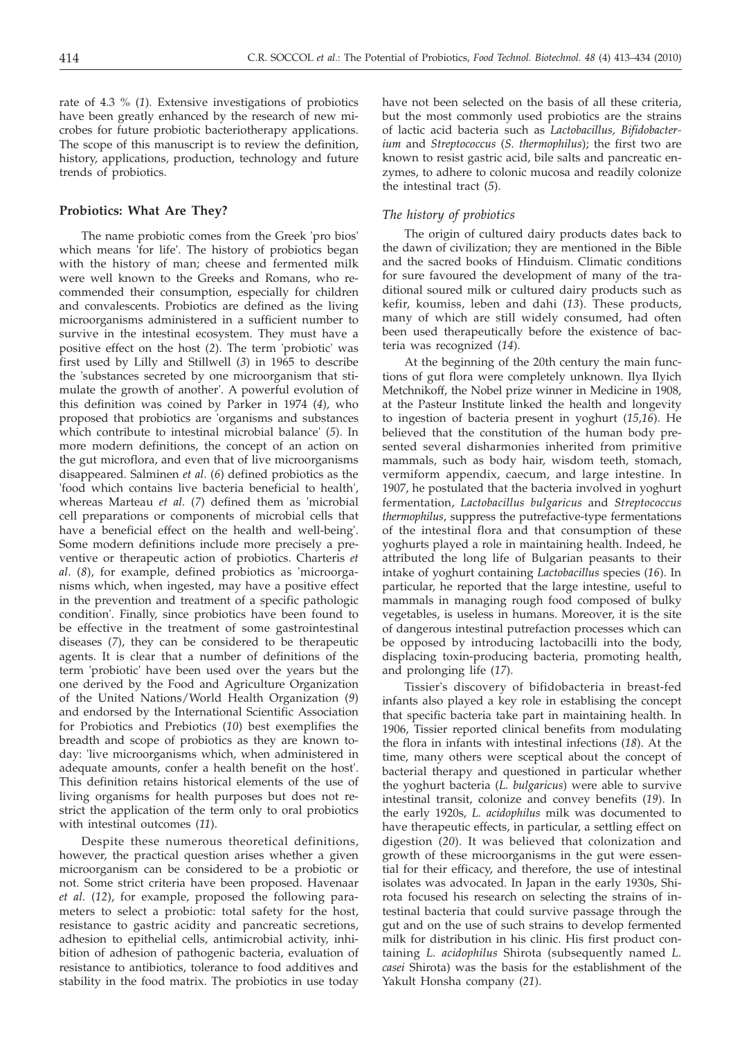rate of 4.3 % (*1*). Extensive investigations of probiotics have been greatly enhanced by the research of new microbes for future probiotic bacteriotherapy applications. The scope of this manuscript is to review the definition, history, applications, production, technology and future trends of probiotics.

## Probiotics: What Are They?

The name probiotic comes from the Greek 'pro bios' which means 'for life'. The history of probiotics began with the history of man; cheese and fermented milk were well known to the Greeks and Romans, who recommended their consumption, especially for children and convalescents. Probiotics are defined as the living microorganisms administered in a sufficient number to survive in the intestinal ecosystem. They must have a positive effect on the host (*2*). The term 'probiotic' was first used by Lilly and Stillwell (*3*) in 1965 to describe the 'substances secreted by one microorganism that stimulate the growth of another'. A powerful evolution of this definition was coined by Parker in 1974 (*4*), who proposed that probiotics are 'organisms and substances which contribute to intestinal microbial balance' (*5*). In more modern definitions, the concept of an action on the gut microflora, and even that of live microorganisms disappeared. Salminen *et al*. (*6*) defined probiotics as the 'food which contains live bacteria beneficial to health', whereas Marteau *et al*. (*7*) defined them as 'microbial cell preparations or components of microbial cells that have a beneficial effect on the health and well-being'. Some modern definitions include more precisely a preventive or therapeutic action of probiotics. Charteris *et al*. (*8*), for example, defined probiotics as 'microorganisms which, when ingested, may have a positive effect in the prevention and treatment of a specific pathologic condition'. Finally, since probiotics have been found to be effective in the treatment of some gastrointestinal diseases (*7*), they can be considered to be therapeutic agents. It is clear that a number of definitions of the term 'probiotic' have been used over the years but the one derived by the Food and Agriculture Organization of the United Nations/World Health Organization (*9*) and endorsed by the International Scientific Association for Probiotics and Prebiotics (*10*) best exemplifies the breadth and scope of probiotics as they are known today: 'live microorganisms which, when administered in adequate amounts, confer a health benefit on the host'. This definition retains historical elements of the use of living organisms for health purposes but does not restrict the application of the term only to oral probiotics with intestinal outcomes (*11*).

Despite these numerous theoretical definitions, however, the practical question arises whether a given microorganism can be considered to be a probiotic or not. Some strict criteria have been proposed. Havenaar *et al*. (*12*), for example, proposed the following parameters to select a probiotic: total safety for the host, resistance to gastric acidity and pancreatic secretions, adhesion to epithelial cells, antimicrobial activity, inhibition of adhesion of pathogenic bacteria, evaluation of resistance to antibiotics, tolerance to food additives and stability in the food matrix. The probiotics in use today have not been selected on the basis of all these criteria, but the most commonly used probiotics are the strains of lactic acid bacteria such as *Lactobacillus*, *Bifidobacterium* and *Streptococcus* (*S. thermophilus*); the first two are known to resist gastric acid, bile salts and pancreatic enzymes, to adhere to colonic mucosa and readily colonize the intestinal tract (*5*).

### The history of probiotics

The origin of cultured dairy products dates back to the dawn of civilization; they are mentioned in the Bible and the sacred books of Hinduism. Climatic conditions for sure favoured the development of many of the traditional soured milk or cultured dairy products such as kefir, koumiss, leben and dahi (*13*). These products, many of which are still widely consumed, had often been used therapeutically before the existence of bacteria was recognized (*14*).

At the beginning of the 20th century the main functions of gut flora were completely unknown. Ilya Ilyich Metchnikoff, the Nobel prize winner in Medicine in 1908, at the Pasteur Institute linked the health and longevity to ingestion of bacteria present in yoghurt (*15,16*). He believed that the constitution of the human body presented several disharmonies inherited from primitive mammals, such as body hair, wisdom teeth, stomach, vermiform appendix, caecum, and large intestine. In 1907, he postulated that the bacteria involved in yoghurt fermentation, *Lactobacillus bulgaricus* and *Streptococcus thermophilus*, suppress the putrefactive-type fermentations of the intestinal flora and that consumption of these yoghurts played a role in maintaining health. Indeed, he attributed the long life of Bulgarian peasants to their intake of yoghurt containing *Lactobacillus* species (*16*). In particular, he reported that the large intestine, useful to mammals in managing rough food composed of bulky vegetables, is useless in humans. Moreover, it is the site of dangerous intestinal putrefaction processes which can be opposed by introducing lactobacilli into the body, displacing toxin-producing bacteria, promoting health, and prolonging life (*17*).

Tissier's discovery of bifidobacteria in breast-fed infants also played a key role in establising the concept that specific bacteria take part in maintaining health. In 1906, Tissier reported clinical benefits from modulating the flora in infants with intestinal infections (*18*). At the time, many others were sceptical about the concept of bacterial therapy and questioned in particular whether the yoghurt bacteria (*L. bulgaricus*) were able to survive intestinal transit, colonize and convey benefits (*19*). In the early 1920s, *L. acidophilus* milk was documented to have therapeutic effects, in particular, a settling effect on digestion (*20*). It was believed that colonization and growth of these microorganisms in the gut were essential for their efficacy, and therefore, the use of intestinal isolates was advocated. In Japan in the early 1930s, Shirota focused his research on selecting the strains of intestinal bacteria that could survive passage through the gut and on the use of such strains to develop fermented milk for distribution in his clinic. His first product containing *L. acidophilus* Shirota (subsequently named *L. casei* Shirota) was the basis for the establishment of the Yakult Honsha company (*21*).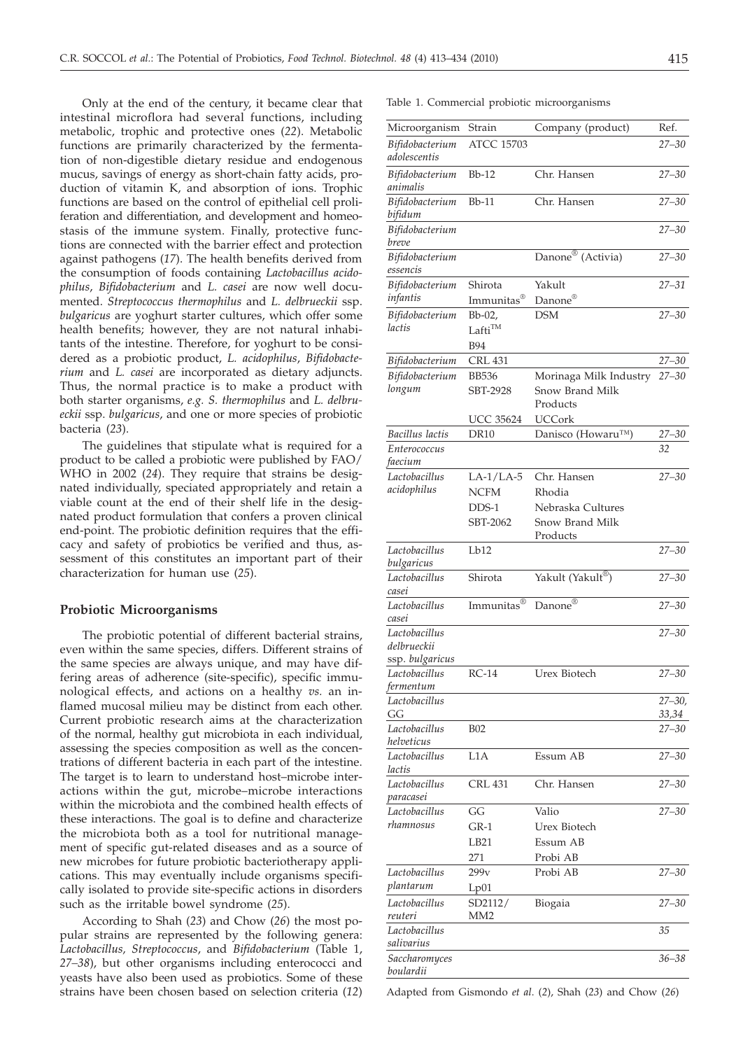Only at the end of the century, it became clear that intestinal microflora had several functions, including metabolic, trophic and protective ones (*22*). Metabolic functions are primarily characterized by the fermentation of non-digestible dietary residue and endogenous mucus, savings of energy as short-chain fatty acids, production of vitamin K, and absorption of ions. Trophic functions are based on the control of epithelial cell proliferation and differentiation, and development and homeostasis of the immune system. Finally, protective functions are connected with the barrier effect and protection against pathogens (*17*). The health benefits derived from the consumption of foods containing *Lactobacillus acidophilus*, *Bifidobacterium* and *L. casei* are now well documented. *Streptococcus thermophilus* and *L. delbrueckii* ssp. *bulgaricus* are yoghurt starter cultures, which offer some health benefits; however, they are not natural inhabitants of the intestine. Therefore, for yoghurt to be considered as a probiotic product, *L. acidophilus*, *Bifidobacterium* and *L. casei* are incorporated as dietary adjuncts. Thus, the normal practice is to make a product with both starter organisms, *e.g. S. thermophilus* and *L. delbrueckii* ssp. *bulgaricus*, and one or more species of probiotic bacteria (*23*).

The guidelines that stipulate what is required for a product to be called a probiotic were published by FAO/WHO in 2002 (*24*). They require that strains be designated individually, speciated appropriately and retain a viable count at the end of their shelf life in the designated product formulation that confers a proven clinical end-point. The probiotic definition requires that the efficacy and safety of probiotics be verified and thus, assessment of this constitutes an important part of their characterization for human use (*25*).

## Probiotic Microorganisms

The probiotic potential of different bacterial strains, even within the same species, differs. Different strains of the same species are always unique, and may have differing areas of adherence (site-specific), specific immunological effects, and actions on a healthy *vs.* an inflamed mucosal milieu may be distinct from each other. Current probiotic research aims at the characterization of the normal, healthy gut microbiota in each individual, assessing the species composition as well as the concentrations of different bacteria in each part of the intestine. The target is to learn to understand host–microbe interactions within the gut, microbe–microbe interactions within the microbiota and the combined health effects of these interactions. The goal is to define and characterize the microbiota both as a tool for nutritional management of specific gut-related diseases and as a source of new microbes for future probiotic bacteriotherapy applications. This may eventually include organisms specifically isolated to provide site-specific actions in disorders such as the irritable bowel syndrome (*25*).

According to Shah (*23*) and Chow (*26*) the most popular strains are represented by the following genera: *Lactobacillus, Streptococcus*, and *Bifidobacterium* (Table 1, *27–38*), but other organisms including enterococci and yeasts have also been used as probiotics. Some of these strains have been chosen based on selection criteria (*12*)

Table 1. Commercial probiotic microorganisms

| Microorganism | Strain | Company (product) | Ref. |
|---|---|---|---|
| *Bifidobacterium adolescentis* | ATCC 15703 | | *27–30* |
| *Bifidobacterium animalis* | Bb-12 | Chr. Hansen | *27–30* |
| *Bifidobacterium bifidum* | Bb-11 | Chr. Hansen | *27–30* |
| *Bifidobacterium breve* | | | *27–30* |
| *Bifidobacterium essencis* | | Danone® (Activia) | *27–30* |
| *Bifidobacterium infantis* | Shirota<br>Immunitas® | Yakult<br>Danone® | *27–31* |
| *Bifidobacterium lactis* | Bb-02,<br>Lafti™<br>B94 | DSM | *27–30* |
| *Bifidobacterium* | CRL 431 | | *27–30* |
| *Bifidobacterium longum* | BB536<br>SBT-2928<br>UCC 35624 | Morinaga Milk Industry<br>Snow Brand Milk Products<br>UCCork | *27–30* |
| *Bacillus lactis* | DR10 | Danisco (Howaru™) | *27–30* |
| *Enterococcus faecium* | | | *32* |
| *Lactobacillus acidophilus* | LA-1/LA-5<br>NCFM<br>DDS-1<br>SBT-2062 | Chr. Hansen<br>Rhodia<br>Nebraska Cultures<br>Snow Brand Milk Products | *27–30* |
| *Lactobacillus bulgaricus* | Lb12 | | *27–30* |
| *Lactobacillus casei* | Shirota | Yakult (Yakult®) | *27–30* |
| *Lactobacillus casei* | Immunitas® | Danone® | *27–30* |
| *Lactobacillus delbrueckii* ssp. *bulgaricus* | | | *27–30* |
| *Lactobacillus fermentum* | RC-14 | Urex Biotech | *27–30* |
| *Lactobacillus* GG | | | *27–30, 33,34* |
| *Lactobacillus helveticus* | B02 | | *27–30* |
| *Lactobacillus lactis* | L1A | Essum AB | *27–30* |
| *Lactobacillus paracasei* | CRL 431 | Chr. Hansen | *27–30* |
| *Lactobacillus rhamnosus* | GG<br>GR-1<br>LB21<br>271 | Valio<br>Urex Biotech<br>Essum AB<br>Probi AB | *27–30* |
| *Lactobacillus plantarum* | 299v<br>Lp01 | Probi AB | *27–30* |
| *Lactobacillus reuteri* | SD2112/ MM2 | Biogaia | *27–30* |
| *Lactobacillus salivarius* | | | *35* |
| *Saccharomyces boulardii* | | | *36–38* |

Adapted from Gismondo *et al*. (*2*), Shah (*23*) and Chow (*26*)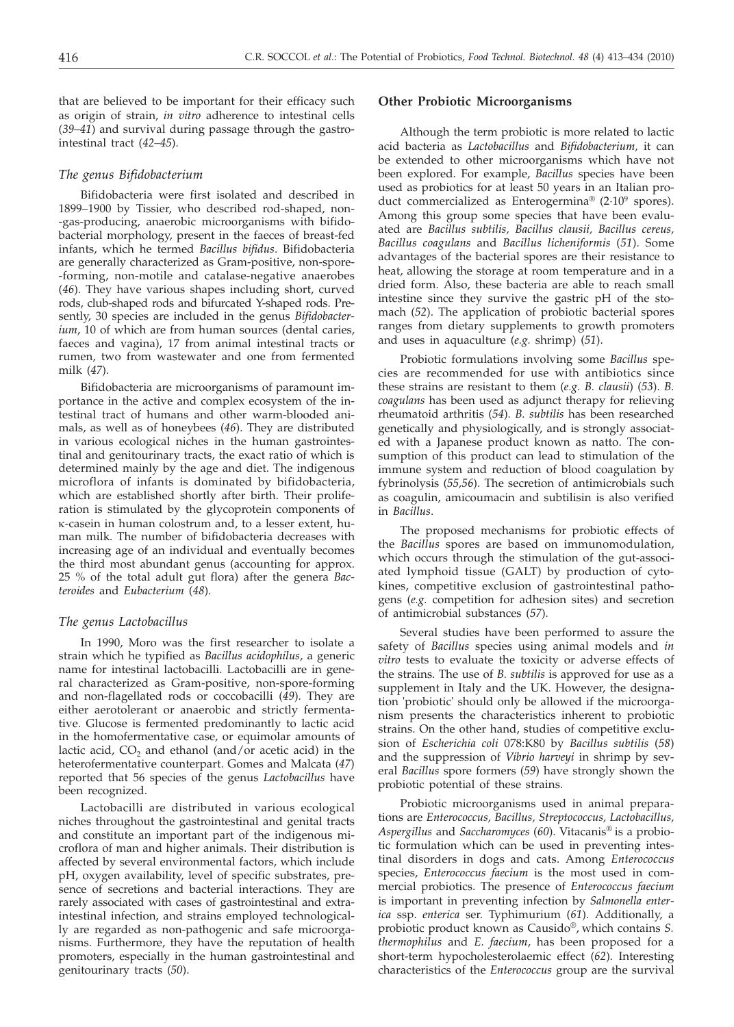that are believed to be important for their efficacy such as origin of strain, *in vitro* adherence to intestinal cells (*39–41*) and survival during passage through the gastrointestinal tract (*42–45*).

### *The genus Bifidobacterium*

Bifidobacteria were first isolated and described in 1899–1900 by Tissier, who described rod-shaped, non-gas-producing, anaerobic microorganisms with bifidobacterial morphology, present in the faeces of breast-fed infants, which he termed *Bacillus bifidus*. Bifidobacteria are generally characterized as Gram-positive, non-spore-forming, non-motile and catalase-negative anaerobes (*46*). They have various shapes including short, curved rods, club-shaped rods and bifurcated Y-shaped rods. Presently, 30 species are included in the genus *Bifidobacterium*, 10 of which are from human sources (dental caries, faeces and vagina), 17 from animal intestinal tracts or rumen, two from wastewater and one from fermented milk (*47*).

Bifidobacteria are microorganisms of paramount importance in the active and complex ecosystem of the intestinal tract of humans and other warm-blooded animals, as well as of honeybees (*46*). They are distributed in various ecological niches in the human gastrointestinal and genitourinary tracts, the exact ratio of which is determined mainly by the age and diet. The indigenous microflora of infants is dominated by bifidobacteria, which are established shortly after birth. Their proliferation is stimulated by the glycoprotein components of κ-casein in human colostrum and, to a lesser extent, human milk. The number of bifidobacteria decreases with increasing age of an individual and eventually becomes the third most abundant genus (accounting for approx. 25 % of the total adult gut flora) after the genera *Bacteroides* and *Eubacterium* (*48*).

### *The genus Lactobacillus*

In 1990, Moro was the first researcher to isolate a strain which he typified as *Bacillus acidophilus*, a generic name for intestinal lactobacilli. Lactobacilli are in general characterized as Gram-positive, non-spore-forming and non-flagellated rods or coccobacilli (*49*). They are either aerotolerant or anaerobic and strictly fermentative. Glucose is fermented predominantly to lactic acid in the homofermentative case, or equimolar amounts of lactic acid, $CO_2$ and ethanol (and/or acetic acid) in the heterofermentative counterpart. Gomes and Malcata (*47*) reported that 56 species of the genus *Lactobacillus* have been recognized.

Lactobacilli are distributed in various ecological niches throughout the gastrointestinal and genital tracts and constitute an important part of the indigenous microflora of man and higher animals. Their distribution is affected by several environmental factors, which include pH, oxygen availability, level of specific substrates, presence of secretions and bacterial interactions. They are rarely associated with cases of gastrointestinal and extraintestinal infection, and strains employed technologically are regarded as non-pathogenic and safe microorganisms. Furthermore, they have the reputation of health promoters, especially in the human gastrointestinal and genitourinary tracts (*50*).

## Other Probiotic Microorganisms

Although the term probiotic is more related to lactic acid bacteria as *Lactobacillus* and *Bifidobacterium,* it can be extended to other microorganisms which have not been explored. For example, *Bacillus* species have been used as probiotics for at least 50 years in an Italian product commercialized as Enterogermina® ($2 \cdot 10^9$ spores). Among this group some species that have been evaluated are *Bacillus subtilis, Bacillus clausii, Bacillus cereus, Bacillus coagulans* and *Bacillus licheniformis* (*51*). Some advantages of the bacterial spores are their resistance to heat, allowing the storage at room temperature and in a dried form. Also, these bacteria are able to reach small intestine since they survive the gastric pH of the stomach (*52*). The application of probiotic bacterial spores ranges from dietary supplements to growth promoters and uses in aquaculture (*e.g.* shrimp) (*51*).

Probiotic formulations involving some *Bacillus* species are recommended for use with antibiotics since these strains are resistant to them (*e.g. B. clausii*) (*53*). *B. coagulans* has been used as adjunct therapy for relieving rheumatoid arthritis (*54*). *B. subtilis* has been researched genetically and physiologically, and is strongly associated with a Japanese product known as natto. The consumption of this product can lead to stimulation of the immune system and reduction of blood coagulation by fybrinolysis (*55,56*). The secretion of antimicrobials such as coagulin, amicoumacin and subtilisin is also verified in *Bacillus*.

The proposed mechanisms for probiotic effects of the *Bacillus* spores are based on immunomodulation, which occurs through the stimulation of the gut-associated lymphoid tissue (GALT) by production of cytokines, competitive exclusion of gastrointestinal pathogens (*e.g.* competition for adhesion sites) and secretion of antimicrobial substances (*57*).

Several studies have been performed to assure the safety of *Bacillus* species using animal models and *in vitro* tests to evaluate the toxicity or adverse effects of the strains. The use of *B. subtilis* is approved for use as a supplement in Italy and the UK. However, the designation 'probiotic' should only be allowed if the microorganism presents the characteristics inherent to probiotic strains. On the other hand, studies of competitive exclusion of *Escherichia coli* 078:K80 by *Bacillus subtilis* (*58*) and the suppression of *Vibrio harveyi* in shrimp by several *Bacillus* spore formers (*59*) have strongly shown the probiotic potential of these strains.

Probiotic microorganisms used in animal preparations are *Enterococcus, Bacillus, Streptococcus, Lactobacillus, Aspergillus* and *Saccharomyces* (*60*). Vitacanis® is a probiotic formulation which can be used in preventing intestinal disorders in dogs and cats. Among *Enterococcus* species, *Enterococcus faecium* is the most used in commercial probiotics. The presence of *Enterococcus faecium* is important in preventing infection by *Salmonella enterica* ssp. *enterica* ser. Typhimurium (*61*). Additionally, a probiotic product known as Causido®, which contains *S. thermophilus* and *E. faecium*, has been proposed for a short-term hypocholesterolaemic effect (*62*). Interesting characteristics of the *Enterococcus* group are the survival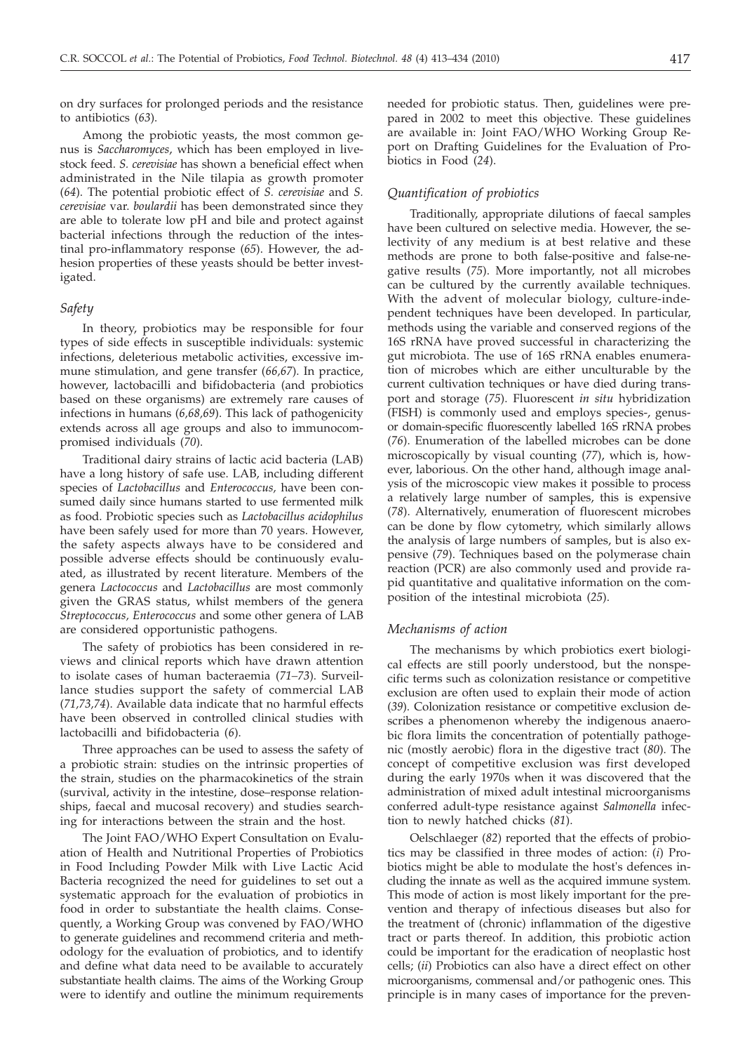on dry surfaces for prolonged periods and the resistance to antibiotics (*63*).

Among the probiotic yeasts, the most common genus is *Saccharomyces*, which has been employed in livestock feed. *S. cerevisiae* has shown a beneficial effect when administrated in the Nile tilapia as growth promoter (*64*). The potential probiotic effect of *S. cerevisiae* and *S. cerevisiae* var. *boulardii* has been demonstrated since they are able to tolerate low pH and bile and protect against bacterial infections through the reduction of the intestinal pro-inflammatory response (*65*). However, the adhesion properties of these yeasts should be better investigated.

### *Safety*

In theory, probiotics may be responsible for four types of side effects in susceptible individuals: systemic infections, deleterious metabolic activities, excessive immune stimulation, and gene transfer (*66,67*). In practice, however, lactobacilli and bifidobacteria (and probiotics based on these organisms) are extremely rare causes of infections in humans (*6,68,69*). This lack of pathogenicity extends across all age groups and also to immunocompromised individuals (*70*).

Traditional dairy strains of lactic acid bacteria (LAB) have a long history of safe use. LAB, including different species of *Lactobacillus* and *Enterococcus*, have been consumed daily since humans started to use fermented milk as food. Probiotic species such as *Lactobacillus acidophilus* have been safely used for more than 70 years. However, the safety aspects always have to be considered and possible adverse effects should be continuously evaluated, as illustrated by recent literature. Members of the genera *Lactococcus* and *Lactobacillus* are most commonly given the GRAS status, whilst members of the genera *Streptococcus*, *Enterococcus* and some other genera of LAB are considered opportunistic pathogens.

The safety of probiotics has been considered in reviews and clinical reports which have drawn attention to isolate cases of human bacteraemia (*71–73*). Surveillance studies support the safety of commercial LAB (*71,73,74*). Available data indicate that no harmful effects have been observed in controlled clinical studies with lactobacilli and bifidobacteria (*6*).

Three approaches can be used to assess the safety of a probiotic strain: studies on the intrinsic properties of the strain, studies on the pharmacokinetics of the strain (survival, activity in the intestine, dose–response relationships, faecal and mucosal recovery) and studies searching for interactions between the strain and the host.

The Joint FAO/WHO Expert Consultation on Evaluation of Health and Nutritional Properties of Probiotics in Food Including Powder Milk with Live Lactic Acid Bacteria recognized the need for guidelines to set out a systematic approach for the evaluation of probiotics in food in order to substantiate the health claims. Consequently, a Working Group was convened by FAO/WHO to generate guidelines and recommend criteria and methodology for the evaluation of probiotics, and to identify and define what data need to be available to accurately substantiate health claims. The aims of the Working Group were to identify and outline the minimum requirements needed for probiotic status. Then, guidelines were prepared in 2002 to meet this objective. These guidelines are available in: Joint FAO/WHO Working Group Report on Drafting Guidelines for the Evaluation of Probiotics in Food (*24*).

### *Quantification of probiotics*

Traditionally, appropriate dilutions of faecal samples have been cultured on selective media. However, the selectivity of any medium is at best relative and these methods are prone to both false-positive and false-negative results (*75*). More importantly, not all microbes can be cultured by the currently available techniques. With the advent of molecular biology, culture-independent techniques have been developed. In particular, methods using the variable and conserved regions of the 16S rRNA have proved successful in characterizing the gut microbiota. The use of 16S rRNA enables enumeration of microbes which are either unculturable by the current cultivation techniques or have died during transport and storage (*75*). Fluorescent *in situ* hybridization (FISH) is commonly used and employs species-, genus- or domain-specific fluorescently labelled 16S rRNA probes (*76*). Enumeration of the labelled microbes can be done microscopically by visual counting (*77*), which is, however, laborious. On the other hand, although image analysis of the microscopic view makes it possible to process a relatively large number of samples, this is expensive (*78*). Alternatively, enumeration of fluorescent microbes can be done by flow cytometry, which similarly allows the analysis of large numbers of samples, but is also expensive (*79*). Techniques based on the polymerase chain reaction (PCR) are also commonly used and provide rapid quantitative and qualitative information on the composition of the intestinal microbiota (*25*).

### *Mechanisms of action*

The mechanisms by which probiotics exert biological effects are still poorly understood, but the nonspecific terms such as colonization resistance or competitive exclusion are often used to explain their mode of action (*39*). Colonization resistance or competitive exclusion describes a phenomenon whereby the indigenous anaerobic flora limits the concentration of potentially pathogenic (mostly aerobic) flora in the digestive tract (*80*). The concept of competitive exclusion was first developed during the early 1970s when it was discovered that the administration of mixed adult intestinal microorganisms conferred adult-type resistance against *Salmonella* infection to newly hatched chicks (*81*).

Oelschlaeger (*82*) reported that the effects of probiotics may be classified in three modes of action: (*i*) Probiotics might be able to modulate the host's defences including the innate as well as the acquired immune system. This mode of action is most likely important for the prevention and therapy of infectious diseases but also for the treatment of (chronic) inflammation of the digestive tract or parts thereof. In addition, this probiotic action could be important for the eradication of neoplastic host cells; (*ii*) Probiotics can also have a direct effect on other microorganisms, commensal and/or pathogenic ones. This principle is in many cases of importance for the preven-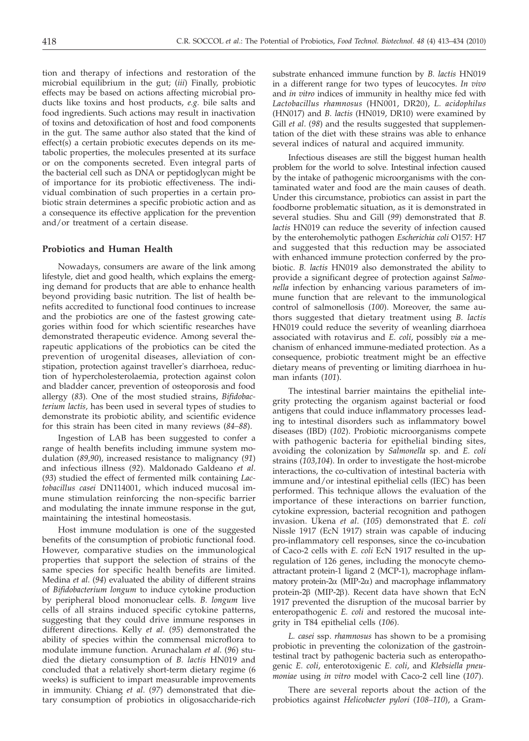tion and therapy of infections and restoration of the microbial equilibrium in the gut; (*iii*) Finally, probiotic effects may be based on actions affecting microbial products like toxins and host products, *e.g.* bile salts and food ingredients. Such actions may result in inactivation of toxins and detoxification of host and food components in the gut. The same author also stated that the kind of effect(s) a certain probiotic executes depends on its metabolic properties, the molecules presented at its surface or on the components secreted. Even integral parts of the bacterial cell such as DNA or peptidoglycan might be of importance for its probiotic effectiveness. The individual combination of such properties in a certain probiotic strain determines a specific probiotic action and as a consequence its effective application for the prevention and/or treatment of a certain disease.

## Probiotics and Human Health

Nowadays, consumers are aware of the link among lifestyle, diet and good health, which explains the emerging demand for products that are able to enhance health beyond providing basic nutrition. The list of health benefits accredited to functional food continues to increase and the probiotics are one of the fastest growing categories within food for which scientific researches have demonstrated therapeutic evidence. Among several therapeutic applications of the probiotics can be cited the prevention of urogenital diseases, alleviation of constipation, protection against traveller's diarrhoea, reduction of hypercholesterolaemia, protection against colon and bladder cancer, prevention of osteoporosis and food allergy (*83*). One of the most studied strains, *Bifidobacterium lactis*, has been used in several types of studies to demonstrate its probiotic ability, and scientific evidence for this strain has been cited in many reviews (*84–88*).

Ingestion of LAB has been suggested to confer a range of health benefits including immune system modulation (*89,90*), increased resistance to malignancy (*91*) and infectious illness (*92*). Maldonado Galdeano *et al*. (*93*) studied the effect of fermented milk containing *Lactobacillus casei* DN114001, which induced mucosal immune stimulation reinforcing the non-specific barrier and modulating the innate immune response in the gut, maintaining the intestinal homeostasis.

Host immune modulation is one of the suggested benefits of the consumption of probiotic functional food. However, comparative studies on the immunological properties that support the selection of strains of the same species for specific health benefits are limited. Medina *et al*. (*94*) evaluated the ability of different strains of *Bifidobacterium longum* to induce cytokine production by peripheral blood mononuclear cells. *B. longum* live cells of all strains induced specific cytokine patterns, suggesting that they could drive immune responses in different directions. Kelly *et al*. (*95*) demonstrated the ability of species within the commensal microflora to modulate immune function. Arunachalam *et al*. (*96*) studied the dietary consumption of *B. lactis* HN019 and concluded that a relatively short-term dietary regime (6 weeks) is sufficient to impart measurable improvements in immunity. Chiang *et al*. (*97*) demonstrated that dietary consumption of probiotics in oligosaccharide-rich substrate enhanced immune function by *B. lactis* HN019 in a different range for two types of leucocytes. *In vivo* and *in vitro* indices of immunity in healthy mice fed with *Lactobacillus rhamnosus* (HN001, DR20), *L. acidophilus* (HN017) and *B. lactis* (HN019, DR10) were examined by Gill *et al*. (*98*) and the results suggested that supplementation of the diet with these strains was able to enhance several indices of natural and acquired immunity.

Infectious diseases are still the biggest human health problem for the world to solve. Intestinal infection caused by the intake of pathogenic microorganisms with the contaminated water and food are the main causes of death. Under this circumstance, probiotics can assist in part the foodborne problematic situation, as it is demonstrated in several studies. Shu and Gill (*99*) demonstrated that *B. lactis* HN019 can reduce the severity of infection caused by the enterohemolytic pathogen *Escherichia coli* O157: H7 and suggested that this reduction may be associated with enhanced immune protection conferred by the probiotic. *B. lactis* HN019 also demonstrated the ability to provide a significant degree of protection against *Salmonella* infection by enhancing various parameters of immune function that are relevant to the immunological control of salmonellosis (*100*). Moreover, the same authors suggested that dietary treatment using *B. lactis* HN019 could reduce the severity of weanling diarrhoea associated with rotavirus and *E. coli*, possibly *via* a mechanism of enhanced immune-mediated protection. As a consequence, probiotic treatment might be an effective dietary means of preventing or limiting diarrhoea in human infants (*101*).

The intestinal barrier maintains the epithelial integrity protecting the organism against bacterial or food antigens that could induce inflammatory processes leading to intestinal disorders such as inflammatory bowel diseases (IBD) (*102*). Probiotic microorganisms compete with pathogenic bacteria for epithelial binding sites, avoiding the colonization by *Salmonella* sp. and *E. coli* strains (*103,104*). In order to investigate the host-microbe interactions, the co-cultivation of intestinal bacteria with immune and/or intestinal epithelial cells (IEC) has been performed. This technique allows the evaluation of the importance of these interactions on barrier function, cytokine expression, bacterial recognition and pathogen invasion. Ukena *et al*. (*105*) demonstrated that *E. coli* Nissle 1917 (EcN 1917) strain was capable of inducing pro-inflammatory cell responses, since the co-incubation of Caco-2 cells with *E. coli* EcN 1917 resulted in the upregulation of 126 genes, including the monocyte chemoattractant protein-1 ligand 2 (MCP-1), macrophage inflammatory protein-2α (MIP-2α) and macrophage inflammatory protein-2β (MIP-2β). Recent data have shown that EcN 1917 prevented the disruption of the mucosal barrier by enteropathogenic *E. coli* and restored the mucosal integrity in T84 epithelial cells (*106*).

*L. casei* ssp. *rhamnosus* has shown to be a promising probiotic in preventing the colonization of the gastrointestinal tract by pathogenic bacteria such as enteropathogenic *E. coli*, enterotoxigenic *E. coli*, and *Klebsiella pneumoniae* using *in vitro* model with Caco-2 cell line (*107*).

There are several reports about the action of the probiotics against *Helicobacter pylori* (*108–110*), a Gram-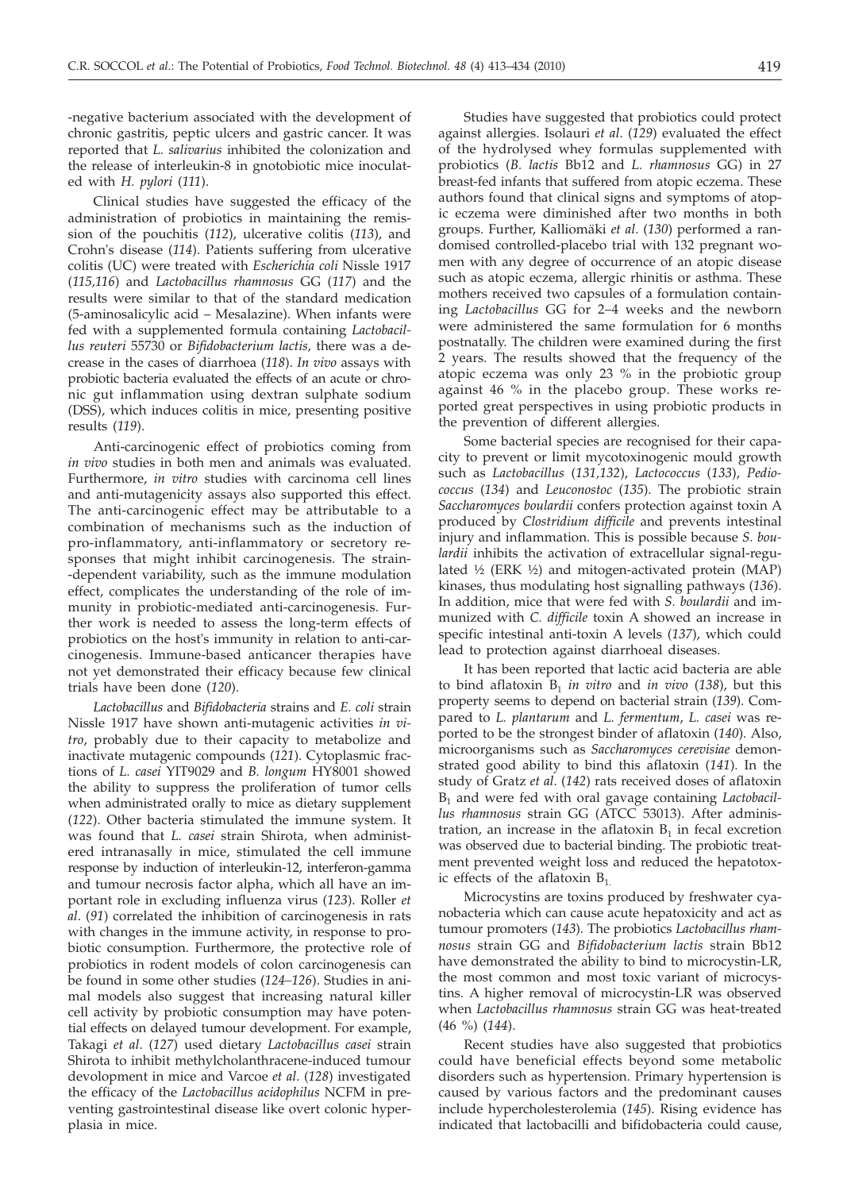-negative bacterium associated with the development of chronic gastritis, peptic ulcers and gastric cancer. It was reported that *L. salivarius* inhibited the colonization and the release of interleukin-8 in gnotobiotic mice inoculated with *H. pylori* (*111*).

Clinical studies have suggested the efficacy of the administration of probiotics in maintaining the remission of the pouchitis (*112*), ulcerative colitis (*113*), and Crohn's disease (*114*). Patients suffering from ulcerative colitis (UC) were treated with *Escherichia coli* Nissle 1917 (*115,116*) and *Lactobacillus rhamnosus* GG (*117*) and the results were similar to that of the standard medication (5-aminosalicylic acid – Mesalazine). When infants were fed with a supplemented formula containing *Lactobacillus reuteri* 55730 or *Bifidobacterium lactis*, there was a decrease in the cases of diarrhoea (*118*). *In vivo* assays with probiotic bacteria evaluated the effects of an acute or chronic gut inflammation using dextran sulphate sodium (DSS), which induces colitis in mice, presenting positive results (*119*).

Anti-carcinogenic effect of probiotics coming from *in vivo* studies in both men and animals was evaluated. Furthermore, *in vitro* studies with carcinoma cell lines and anti-mutagenicity assays also supported this effect. The anti-carcinogenic effect may be attributable to a combination of mechanisms such as the induction of pro-inflammatory, anti-inflammatory or secretory responses that might inhibit carcinogenesis. The strain-dependent variability, such as the immune modulation effect, complicates the understanding of the role of immunity in probiotic-mediated anti-carcinogenesis. Further work is needed to assess the long-term effects of probiotics on the host's immunity in relation to anti-carcinogenesis. Immune-based anticancer therapies have not yet demonstrated their efficacy because few clinical trials have been done (*120*).

*Lactobacillus* and *Bifidobacteria* strains and *E. coli* strain Nissle 1917 have shown anti-mutagenic activities *in vitro*, probably due to their capacity to metabolize and inactivate mutagenic compounds (*121*). Cytoplasmic fractions of *L. casei* YIT9029 and *B. longum* HY8001 showed the ability to suppress the proliferation of tumor cells when administrated orally to mice as dietary supplement (*122*). Other bacteria stimulated the immune system. It was found that *L. casei* strain Shirota, when administered intranasally in mice, stimulated the cell immune response by induction of interleukin-12, interferon-gamma and tumour necrosis factor alpha, which all have an important role in excluding influenza virus (*123*). Roller *et al*. (*91*) correlated the inhibition of carcinogenesis in rats with changes in the immune activity, in response to probiotic consumption. Furthermore, the protective role of probiotics in rodent models of colon carcinogenesis can be found in some other studies (*124–126*). Studies in animal models also suggest that increasing natural killer cell activity by probiotic consumption may have potential effects on delayed tumour development. For example, Takagi *et al*. (*127*) used dietary *Lactobacillus casei* strain Shirota to inhibit methylcholanthracene-induced tumour devolopment in mice and Varcoe *et al*. (*128*) investigated the efficacy of the *Lactobacillus acidophilus* NCFM in preventing gastrointestinal disease like overt colonic hyperplasia in mice.

Studies have suggested that probiotics could protect against allergies. Isolauri *et al*. (*129*) evaluated the effect of the hydrolysed whey formulas supplemented with probiotics (*B. lactis* Bb12 and *L. rhamnosus* GG) in 27 breast-fed infants that suffered from atopic eczema. These authors found that clinical signs and symptoms of atopic eczema were diminished after two months in both groups. Further, Kalliomäki *et al*. (*130*) performed a randomised controlled-placebo trial with 132 pregnant women with any degree of occurrence of an atopic disease such as atopic eczema, allergic rhinitis or asthma. These mothers received two capsules of a formulation containing *Lactobacillus* GG for 2–4 weeks and the newborn were administered the same formulation for 6 months postnatally. The children were examined during the first 2 years. The results showed that the frequency of the atopic eczema was only 23 % in the probiotic group against 46 % in the placebo group. These works reported great perspectives in using probiotic products in the prevention of different allergies.

Some bacterial species are recognised for their capacity to prevent or limit mycotoxinogenic mould growth such as *Lactobacillus* (*131,132*), *Lactococcus* (*133*), *Pediococcus* (*134*) and *Leuconostoc* (*135*). The probiotic strain *Saccharomyces boulardii* confers protection against toxin A produced by *Clostridium difficile* and prevents intestinal injury and inflammation. This is possible because *S. boulardii* inhibits the activation of extracellular signal-regulated ½ (ERK ½) and mitogen-activated protein (MAP) kinases, thus modulating host signalling pathways (*136*). In addition, mice that were fed with *S. boulardii* and immunized with *C. difficile* toxin A showed an increase in specific intestinal anti-toxin A levels (*137*), which could lead to protection against diarrhoeal diseases.

It has been reported that lactic acid bacteria are able to bind aflatoxin $B_1$ *in vitro* and *in vivo* (*138*), but this property seems to depend on bacterial strain (*139*). Compared to *L. plantarum* and *L. fermentum*, *L. casei* was reported to be the strongest binder of aflatoxin (*140*). Also, microorganisms such as *Saccharomyces cerevisiae* demonstrated good ability to bind this aflatoxin (*141*). In the study of Gratz *et al*. (*142*) rats received doses of aflatoxin $B_1$ and were fed with oral gavage containing *Lactobacillus rhamnosus* strain GG (ATCC 53013). After administration, an increase in the aflatoxin $B_1$ in fecal excretion was observed due to bacterial binding. The probiotic treatment prevented weight loss and reduced the hepatotoxic effects of the aflatoxin $B_1$.

Microcystins are toxins produced by freshwater cyanobacteria which can cause acute hepatoxicity and act as tumour promoters (*143*). The probiotics *Lactobacillus rhamnosus* strain GG and *Bifidobacterium lactis* strain Bb12 have demonstrated the ability to bind to microcystin-LR, the most common and most toxic variant of microcystins. A higher removal of microcystin-LR was observed when *Lactobacillus rhamnosus* strain GG was heat-treated (46 %) (*144*).

Recent studies have also suggested that probiotics could have beneficial effects beyond some metabolic disorders such as hypertension. Primary hypertension is caused by various factors and the predominant causes include hypercholesterolemia (*145*). Rising evidence has indicated that lactobacilli and bifidobacteria could cause,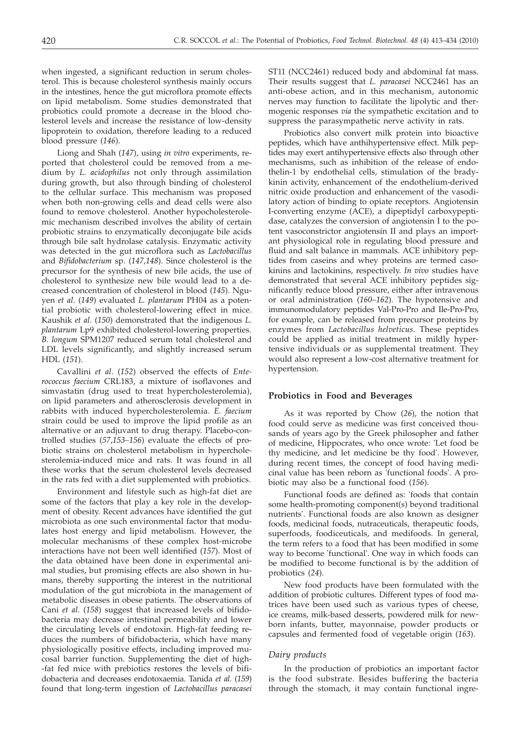when ingested, a significant reduction in serum cholesterol. This is because cholesterol synthesis mainly occurs in the intestines, hence the gut microflora promote effects on lipid metabolism. Some studies demonstrated that probiotics could promote a decrease in the blood cholesterol levels and increase the resistance of low-density lipoprotein to oxidation, therefore leading to a reduced blood pressure (*146*).

Liong and Shah (*147*), using *in vitro* experiments, reported that cholesterol could be removed from a medium by *L. acidophilus* not only through assimilation during growth, but also through binding of cholesterol to the cellular surface. This mechanism was proposed when both non-growing cells and dead cells were also found to remove cholesterol. Another hypocholesterolemic mechanism described involves the ability of certain probiotic strains to enzymatically deconjugate bile acids through bile salt hydrolase catalysis. Enzymatic activity was detected in the gut microflora such as *Lactobacillus* and *Bifidobacterium* sp. (*147,148*). Since cholesterol is the precursor for the synthesis of new bile acids, the use of cholesterol to synthesize new bile would lead to a decreased concentration of cholesterol in blood (*145*). Nguyen *et al.* (*149*) evaluated *L. plantarum* PH04 as a potential probiotic with cholesterol-lowering effect in mice. Kaushik *et al.* (*150*) demonstrated that the indigenous *L. plantarum* Lp9 exhibited cholesterol-lowering properties. *B. longum* SPM1207 reduced serum total cholesterol and LDL levels significantly, and slightly increased serum HDL (*151*).

Cavallini *et al.* (*152*) observed the effects of *Enterococcus faecium* CRL183, a mixture of isoflavones and simvastatin (drug used to treat hypercholesterolemia), on lipid parameters and atherosclerosis development in rabbits with induced hypercholesterolemia. *E. faecium* strain could be used to improve the lipid profile as an alternative or an adjuvant to drug therapy. Placebo-controlled studies (*57,153–156*) evaluate the effects of probiotic strains on cholesterol metabolism in hypercholesterolemia-induced mice and rats. It was found in all these works that the serum cholesterol levels decreased in the rats fed with a diet supplemented with probiotics.

Environment and lifestyle such as high-fat diet are some of the factors that play a key role in the development of obesity. Recent advances have identified the gut microbiota as one such environmental factor that modulates host energy and lipid metabolism. However, the molecular mechanisms of these complex host-microbe interactions have not been well identified (*157*). Most of the data obtained have been done in experimental animal studies, but promising effects are also shown in humans, thereby supporting the interest in the nutritional modulation of the gut microbiota in the management of metabolic diseases in obese patients. The observations of Cani *et al.* (*158*) suggest that increased levels of bifidobacteria may decrease intestinal permeability and lower the circulating levels of endotoxin. High-fat feeding reduces the numbers of bifidobacteria, which have many physiologically positive effects, including improved mucosal barrier function. Supplementing the diet of high-fat fed mice with prebiotics restores the levels of bifidobacteria and decreases endotoxaemia. Tanida *et al.* (*159*) found that long-term ingestion of *Lactobacillus paracasei* ST11 (NCC2461) reduced body and abdominal fat mass. Their results suggest that *L. paracasei* NCC2461 has an anti-obese action, and in this mechanism, autonomic nerves may function to facilitate the lipolytic and thermogenic responses *via* the sympathetic excitation and to suppress the parasympathetic nerve activity in rats.

Probiotics also convert milk protein into bioactive peptides, which have anthihypertensive effect. Milk peptides may exert antihypertensive effects also through other mechanisms, such as inhibition of the release of endothelin-1 by endothelial cells, stimulation of the bradykinin activity, enhancement of the endothelium-derived nitric oxide production and enhancement of the vasodilatory action of binding to opiate receptors. Angiotensin I-converting enzyme (ACE), a dipeptidyl carboxypeptidase, catalyzes the conversion of angiotensin I to the potent vasoconstrictor angiotensin II and plays an important physiological role in regulating blood pressure and fluid and salt balance in mammals. ACE inhibitory peptides from caseins and whey proteins are termed casokinins and lactokinins, respectively. *In vivo* studies have demonstrated that several ACE inhibitory peptides significantly reduce blood pressure, either after intravenous or oral administration (*160–162*). The hypotensive and immunomodulatory peptides Val-Pro-Pro and Ile-Pro-Pro, for example, can be released from precursor proteins by enzymes from *Lactobacillus helveticus*. These peptides could be applied as initial treatment in mildly hypertensive individuals or as supplemental treatment. They would also represent a low-cost alternative treatment for hypertension.

## Probiotics in Food and Beverages

As it was reported by Chow (*26*), the notion that food could serve as medicine was first conceived thousands of years ago by the Greek philosopher and father of medicine, Hippocrates, who once wrote: 'Let food be thy medicine, and let medicine be thy food'. However, during recent times, the concept of food having medicinal value has been reborn as 'functional foods'. A probiotic may also be a functional food (*156*).

Functional foods are defined as: 'foods that contain some health-promoting component(s) beyond traditional nutrients'. Functional foods are also known as designer foods, medicinal foods, nutraceuticals, therapeutic foods, superfoods, foodiceuticals, and medifoods. In general, the term refers to a food that has been modified in some way to become 'functional'. One way in which foods can be modified to become functional is by the addition of probiotics (*24*).

New food products have been formulated with the addition of probiotic cultures. Different types of food matrices have been used such as various types of cheese, ice creams, milk-based desserts, powdered milk for newborn infants, butter, mayonnaise, powder products or capsules and fermented food of vegetable origin (*163*).

### *Dairy products*

In the production of probiotics an important factor is the food substrate. Besides buffering the bacteria through the stomach, it may contain functional ingre-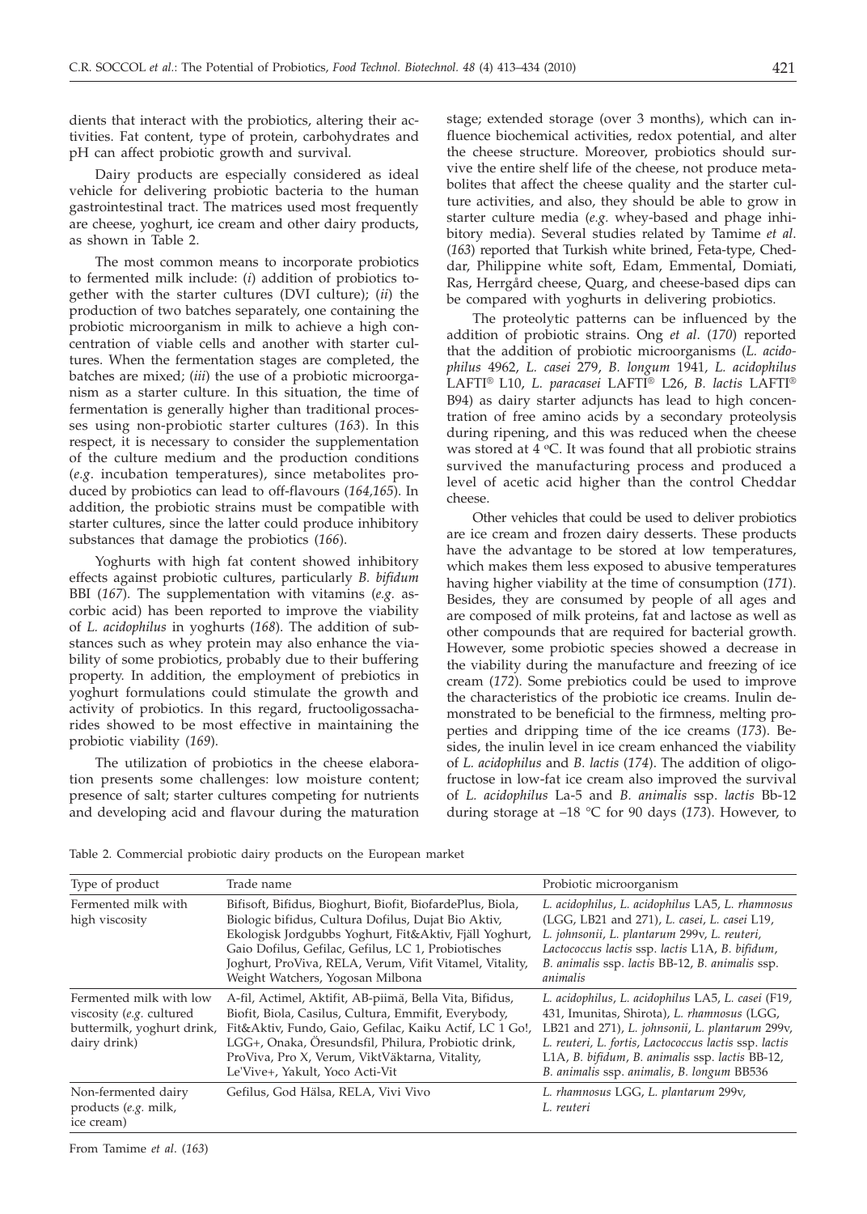dients that interact with the probiotics, altering their activities. Fat content, type of protein, carbohydrates and pH can affect probiotic growth and survival.

Dairy products are especially considered as ideal vehicle for delivering probiotic bacteria to the human gastrointestinal tract. The matrices used most frequently are cheese, yoghurt, ice cream and other dairy products, as shown in Table 2.

The most common means to incorporate probiotics to fermented milk include: (*i*) addition of probiotics together with the starter cultures (DVI culture); (*ii*) the production of two batches separately, one containing the probiotic microorganism in milk to achieve a high concentration of viable cells and another with starter cultures. When the fermentation stages are completed, the batches are mixed; (*iii*) the use of a probiotic microorganism as a starter culture. In this situation, the time of fermentation is generally higher than traditional processes using non-probiotic starter cultures (*163*). In this respect, it is necessary to consider the supplementation of the culture medium and the production conditions (*e.g.* incubation temperatures), since metabolites produced by probiotics can lead to off-flavours (*164,165*). In addition, the probiotic strains must be compatible with starter cultures, since the latter could produce inhibitory substances that damage the probiotics (*166*).

Yoghurts with high fat content showed inhibitory effects against probiotic cultures, particularly *B. bifidum* BBI (*167*). The supplementation with vitamins (*e.g.* ascorbic acid) has been reported to improve the viability of *L. acidophilus* in yoghurts (*168*). The addition of substances such as whey protein may also enhance the viability of some probiotics, probably due to their buffering property. In addition, the employment of prebiotics in yoghurt formulations could stimulate the growth and activity of probiotics. In this regard, fructooligossacharides showed to be most effective in maintaining the probiotic viability (*169*).

The utilization of probiotics in the cheese elaboration presents some challenges: low moisture content; presence of salt; starter cultures competing for nutrients and developing acid and flavour during the maturation stage; extended storage (over 3 months), which can influence biochemical activities, redox potential, and alter the cheese structure. Moreover, probiotics should survive the entire shelf life of the cheese, not produce metabolites that affect the cheese quality and the starter culture activities, and also, they should be able to grow in starter culture media (*e.g.* whey-based and phage inhibitory media). Several studies related by Tamime *et al.* (*163*) reported that Turkish white brined, Feta-type, Cheddar, Philippine white soft, Edam, Emmental, Domiati, Ras, Herrgård cheese, Quarg, and cheese-based dips can be compared with yoghurts in delivering probiotics.

The proteolytic patterns can be influenced by the addition of probiotic strains. Ong *et al.* (*170*) reported that the addition of probiotic microorganisms (*L. acidophilus* 4962, *L. casei* 279, *B. longum* 1941, *L. acidophilus* LAFTI® L10, *L. paracasei* LAFTI® L26, *B. lactis* LAFTI® B94) as dairy starter adjuncts has lead to high concentration of free amino acids by a secondary proteolysis during ripening, and this was reduced when the cheese was stored at 4 °C. It was found that all probiotic strains survived the manufacturing process and produced a level of acetic acid higher than the control Cheddar cheese.

Other vehicles that could be used to deliver probiotics are ice cream and frozen dairy desserts. These products have the advantage to be stored at low temperatures, which makes them less exposed to abusive temperatures having higher viability at the time of consumption (*171*). Besides, they are consumed by people of all ages and are composed of milk proteins, fat and lactose as well as other compounds that are required for bacterial growth. However, some probiotic species showed a decrease in the viability during the manufacture and freezing of ice cream (*172*). Some prebiotics could be used to improve the characteristics of the probiotic ice creams. Inulin demonstrated to be beneficial to the firmness, melting properties and dripping time of the ice creams (*173*). Besides, the inulin level in ice cream enhanced the viability of *L. acidophilus* and *B. lactis* (*174*). The addition of oligofructose in low-fat ice cream also improved the survival of *L. acidophilus* La-5 and *B. animalis* ssp. *lactis* Bb-12 during storage at –18 °C for 90 days (*173*). However, to

Table 2. Commercial probiotic dairy products on the European market

| Type of product | Trade name | Probiotic microorganism |
|---|---|---|
| Fermented milk with high viscosity | Bifisoft, Bifidus, Bioghurt, Biofit, BiofardePlus, Biola, Biologic bifidus, Cultura Dofilus, Dujat Bio Aktiv, Ekologisk Jordgubbs Yoghurt, Fit&Aktiv, Fjäll Yoghurt, Gaio Dofilus, Gefilac, Gefilus, LC 1, Probiotisches Joghurt, ProViva, RELA, Verum, Vifit Vitamel, Vitality, Weight Watchers, Yogosan Milbona | *L. acidophilus*, *L. acidophilus* LA5, *L. rhamnosus* (LGG, LB21 and 271), *L. casei*, *L. casei* L19, *L. johnsonii*, *L. plantarum* 299v, *L. reuteri*, *Lactococcus lactis* ssp. *lactis* L1A, *B. bifidum*, *B. animalis* ssp. *lactis* BB-12, *B. animalis* ssp. *animalis* |
| Fermented milk with low viscosity (*e.g.* cultured buttermilk, yoghurt drink, dairy drink) | A-fil, Actimel, Aktifit, AB-piimä, Bella Vita, Bifidus, Biofit, Biola, Casilus, Cultura, Emmifit, Everybody, Fit&Aktiv, Fundo, Gaio, Gefilac, Kaiku Actif, LC 1 Go!, LGG+, Onaka, Öresundsfil, Philura, Probiotic drink, ProViva, Pro X, Verum, ViktVäktarna, Vitality, Le'Vive+, Yakult, Yoco Acti-Vit | *L. acidophilus*, *L. acidophilus* LA5, *L. casei* (F19, 431, Imunitas, Shirota), *L. rhamnosus* (LGG, LB21 and 271), *L. johnsonii*, *L. plantarum* 299v, *L. reuteri*, *L. fortis*, *Lactococcus lactis* ssp. *lactis* L1A, *B. bifidum*, *B. animalis* ssp. *lactis* BB-12, *B. animalis* ssp. *animalis*, *B. longum* BB536 |
| Non-fermented dairy products (*e.g.* milk, ice cream) | Gefilus, God Hälsa, RELA, Vivi Vivo | *L. rhamnosus* LGG, *L. plantarum* 299v, *L. reuteri* |

From Tamime *et al.* (*163*)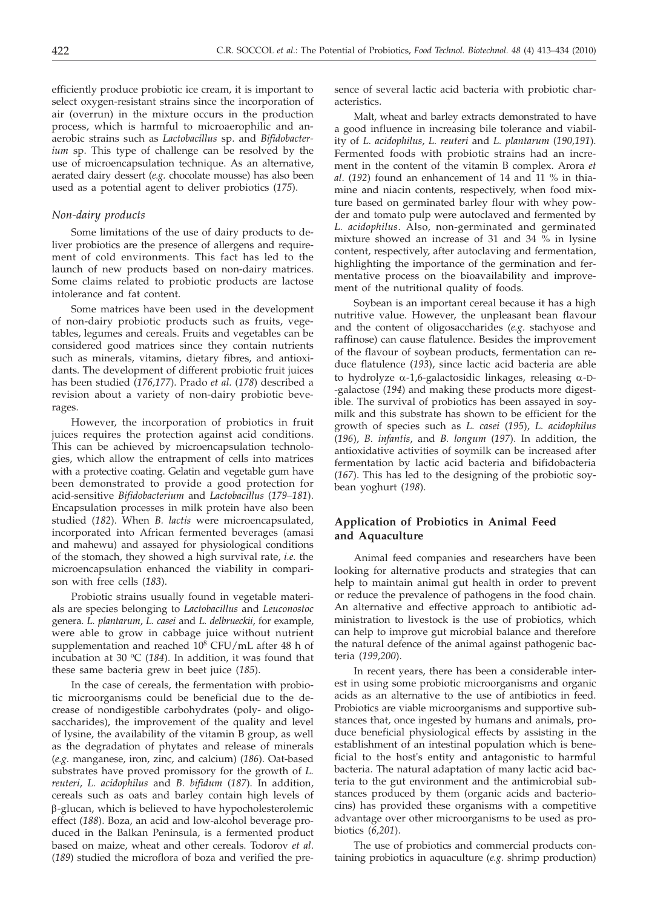efficiently produce probiotic ice cream, it is important to select oxygen-resistant strains since the incorporation of air (overrun) in the mixture occurs in the production process, which is harmful to microaerophilic and anaerobic strains such as *Lactobacillus* sp. and *Bifidobacterium* sp. This type of challenge can be resolved by the use of microencapsulation technique. As an alternative, aerated dairy dessert (*e.g.* chocolate mousse) has also been used as a potential agent to deliver probiotics (*175*).

### *Non-dairy products*

Some limitations of the use of dairy products to deliver probiotics are the presence of allergens and requirement of cold environments. This fact has led to the launch of new products based on non-dairy matrices. Some claims related to probiotic products are lactose intolerance and fat content.

Some matrices have been used in the development of non-dairy probiotic products such as fruits, vegetables, legumes and cereals. Fruits and vegetables can be considered good matrices since they contain nutrients such as minerals, vitamins, dietary fibres, and antioxidants. The development of different probiotic fruit juices has been studied (*176,177*). Prado *et al.* (*178*) described a revision about a variety of non-dairy probiotic beverages.

However, the incorporation of probiotics in fruit juices requires the protection against acid conditions. This can be achieved by microencapsulation technologies, which allow the entrapment of cells into matrices with a protective coating. Gelatin and vegetable gum have been demonstrated to provide a good protection for acid-sensitive *Bifidobacterium* and *Lactobacillus* (*179–181*). Encapsulation processes in milk protein have also been studied (*182*). When *B. lactis* were microencapsulated, incorporated into African fermented beverages (amasi and mahewu) and assayed for physiological conditions of the stomach, they showed a high survival rate, *i.e.* the microencapsulation enhanced the viability in comparison with free cells (*183*).

Probiotic strains usually found in vegetable materials are species belonging to *Lactobacillus* and *Leuconostoc* genera. *L. plantarum*, *L. casei* and *L. delbrueckii*, for example, were able to grow in cabbage juice without nutrient supplementation and reached $10^8$ CFU/mL after 48 h of incubation at 30 °C (*184*). In addition, it was found that these same bacteria grew in beet juice (*185*).

In the case of cereals, the fermentation with probiotic microorganisms could be beneficial due to the decrease of nondigestible carbohydrates (poly- and oligosaccharides), the improvement of the quality and level of lysine, the availability of the vitamin B group, as well as the degradation of phytates and release of minerals (*e.g.* manganese, iron, zinc, and calcium) (*186*). Oat-based substrates have proved promissory for the growth of *L. reuteri*, *L. acidophilus* and *B. bifidum* (*187*). In addition, cereals such as oats and barley contain high levels of β-glucan, which is believed to have hypocholesterolemic effect (*188*). Boza, an acid and low-alcohol beverage produced in the Balkan Peninsula, is a fermented product based on maize, wheat and other cereals. Todorov *et al*. (*189*) studied the microflora of boza and verified the presence of several lactic acid bacteria with probiotic characteristics.

Malt, wheat and barley extracts demonstrated to have a good influence in increasing bile tolerance and viability of *L. acidophilus*, *L. reuteri* and *L. plantarum* (*190,191*). Fermented foods with probiotic strains had an increment in the content of the vitamin B complex. Arora *et al*. (*192*) found an enhancement of 14 and 11 % in thiamine and niacin contents, respectively, when food mixture based on germinated barley flour with whey powder and tomato pulp were autoclaved and fermented by *L. acidophilus*. Also, non-germinated and germinated mixture showed an increase of 31 and 34 % in lysine content, respectively, after autoclaving and fermentation, highlighting the importance of the germination and fermentative process on the bioavailability and improvement of the nutritional quality of foods.

Soybean is an important cereal because it has a high nutritive value. However, the unpleasant bean flavour and the content of oligosaccharides (*e.g.* stachyose and raffinose) can cause flatulence. Besides the improvement of the flavour of soybean products, fermentation can reduce flatulence (*193*), since lactic acid bacteria are able to hydrolyze α-1,6-galactosidic linkages, releasing α-D-galactose (*194*) and making these products more digestible. The survival of probiotics has been assayed in soymilk and this substrate has shown to be efficient for the growth of species such as *L. casei* (*195*), *L. acidophilus* (*196*), *B. infantis*, and *B. longum* (*197*). In addition, the antioxidative activities of soymilk can be increased after fermentation by lactic acid bacteria and bifidobacteria (*167*). This has led to the designing of the probiotic soybean yoghurt (*198*).

## Application of Probiotics in Animal Feed and Aquaculture

Animal feed companies and researchers have been looking for alternative products and strategies that can help to maintain animal gut health in order to prevent or reduce the prevalence of pathogens in the food chain. An alternative and effective approach to antibiotic administration to livestock is the use of probiotics, which can help to improve gut microbial balance and therefore the natural defence of the animal against pathogenic bacteria (*199,200*).

In recent years, there has been a considerable interest in using some probiotic microorganisms and organic acids as an alternative to the use of antibiotics in feed. Probiotics are viable microorganisms and supportive substances that, once ingested by humans and animals, produce beneficial physiological effects by assisting in the establishment of an intestinal population which is beneficial to the host's entity and antagonistic to harmful bacteria. The natural adaptation of many lactic acid bacteria to the gut environment and the antimicrobial substances produced by them (organic acids and bacteriocins) has provided these organisms with a competitive advantage over other microorganisms to be used as probiotics (*6,201*).

The use of probiotics and commercial products containing probiotics in aquaculture (*e.g.* shrimp production)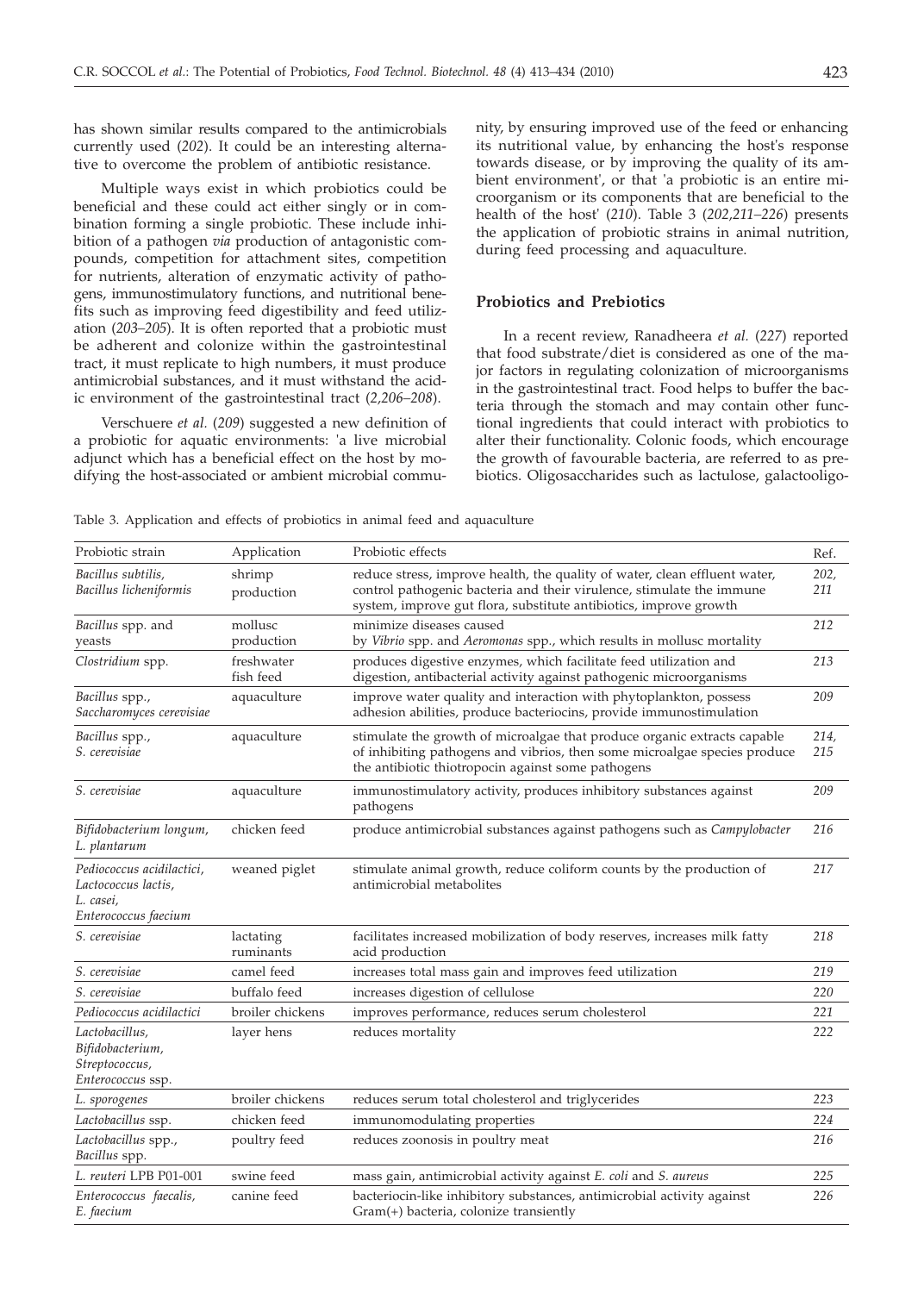has shown similar results compared to the antimicrobials currently used (*202*). It could be an interesting alternative to overcome the problem of antibiotic resistance.

Multiple ways exist in which probiotics could be beneficial and these could act either singly or in combination forming a single probiotic. These include inhibition of a pathogen *via* production of antagonistic compounds, competition for attachment sites, competition for nutrients, alteration of enzymatic activity of pathogens, immunostimulatory functions, and nutritional benefits such as improving feed digestibility and feed utilization (*203–205*). It is often reported that a probiotic must be adherent and colonize within the gastrointestinal tract, it must replicate to high numbers, it must produce antimicrobial substances, and it must withstand the acidic environment of the gastrointestinal tract (*2,206–208*).

Verschuere *et al.* (*209*) suggested a new definition of a probiotic for aquatic environments: 'a live microbial adjunct which has a beneficial effect on the host by modifying the host-associated or ambient microbial community, by ensuring improved use of the feed or enhancing its nutritional value, by enhancing the host's response towards disease, or by improving the quality of its ambient environment', or that 'a probiotic is an entire microorganism or its components that are beneficial to the health of the host' (*210*). Table 3 (*202,211–226*) presents the application of probiotic strains in animal nutrition, during feed processing and aquaculture.

## Probiotics and Prebiotics

In a recent review, Ranadheera *et al.* (*227*) reported that food substrate/diet is considered as one of the major factors in regulating colonization of microorganisms in the gastrointestinal tract. Food helps to buffer the bacteria through the stomach and may contain other functional ingredients that could interact with probiotics to alter their functionality. Colonic foods, which encourage the growth of favourable bacteria, are referred to as prebiotics. Oligosaccharides such as lactulose, galactooligo-

Table 3. Application and effects of probiotics in animal feed and aquaculture

| Probiotic strain | Application | Probiotic effects | Ref. |
|---|---|---|---|
| *Bacillus subtilis*, *Bacillus licheniformis* | shrimp production | reduce stress, improve health, the quality of water, clean effluent water, control pathogenic bacteria and their virulence, stimulate the immune system, improve gut flora, substitute antibiotics, improve growth | *202, 211* |
| *Bacillus* spp. and yeasts | mollusc production | minimize diseases caused by *Vibrio* spp. and *Aeromonas* spp., which results in mollusc mortality | *212* |
| *Clostridium* spp. | freshwater fish feed | produces digestive enzymes, which facilitate feed utilization and digestion, antibacterial activity against pathogenic microorganisms | *213* |
| *Bacillus* spp., *Saccharomyces cerevisiae* | aquaculture | improve water quality and interaction with phytoplankton, possess adhesion abilities, produce bacteriocins, provide immunostimulation | *209* |
| *Bacillus* spp., *S. cerevisiae* | aquaculture | stimulate the growth of microalgae that produce organic extracts capable of inhibiting pathogens and vibrios, then some microalgae species produce the antibiotic thiotropocin against some pathogens | *214, 215* |
| *S. cerevisiae* | aquaculture | immunostimulatory activity, produces inhibitory substances against pathogens | *209* |
| *Bifidobacterium longum*, *L. plantarum* | chicken feed | produce antimicrobial substances against pathogens such as *Campylobacter* | *216* |
| *Pediococcus acidilactici*, *Lactococcus lactis*, *L. casei*, *Enterococcus faecium* | weaned piglet | stimulate animal growth, reduce coliform counts by the production of antimicrobial metabolites | *217* |
| *S. cerevisiae* | lactating ruminants | facilitates increased mobilization of body reserves, increases milk fatty acid production | *218* |
| *S. cerevisiae* | camel feed | increases total mass gain and improves feed utilization | *219* |
| *S. cerevisiae* | buffalo feed | increases digestion of cellulose | *220* |
| *Pediococcus acidilactici* | broiler chickens | improves performance, reduces serum cholesterol | *221* |
| *Lactobacillus*, *Bifidobacterium*, *Streptococcus*, *Enterococcus* ssp. | layer hens | reduces mortality | *222* |
| *L. sporogenes* | broiler chickens | reduces serum total cholesterol and triglycerides | *223* |
| *Lactobacillus* ssp. | chicken feed | immunomodulating properties | *224* |
| *Lactobacillus* spp., *Bacillus* spp. | poultry feed | reduces zoonosis in poultry meat | *216* |
| *L. reuteri* LPB P01-001 | swine feed | mass gain, antimicrobial activity against *E. coli* and *S. aureus* | *225* |
| *Enterococcus faecalis*, *E. faecium* | canine feed | bacteriocin-like inhibitory substances, antimicrobial activity against Gram(+) bacteria, colonize transiently | *226* |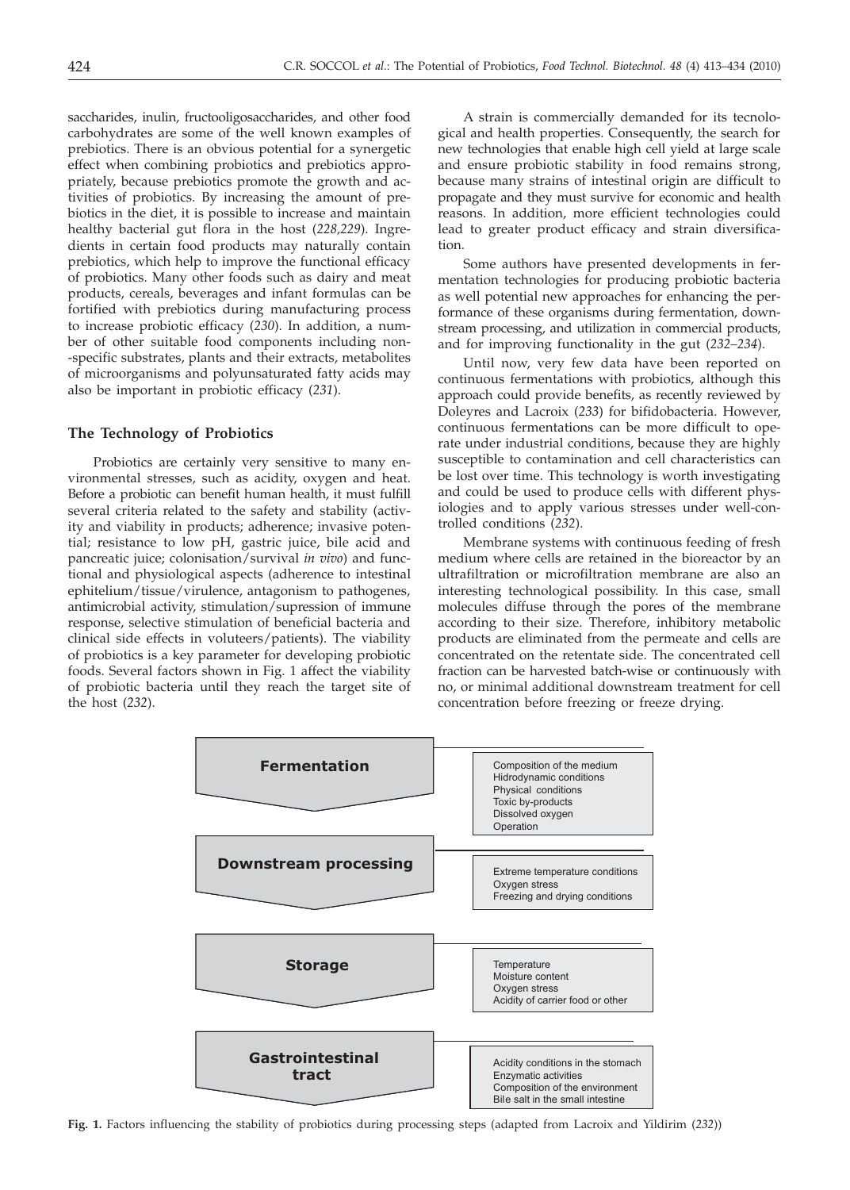saccharides, inulin, fructooligosaccharides, and other food carbohydrates are some of the well known examples of prebiotics. There is an obvious potential for a synergetic effect when combining probiotics and prebiotics appropriately, because prebiotics promote the growth and activities of probiotics. By increasing the amount of prebiotics in the diet, it is possible to increase and maintain healthy bacterial gut flora in the host (*228,229*). Ingredients in certain food products may naturally contain prebiotics, which help to improve the functional efficacy of probiotics. Many other foods such as dairy and meat products, cereals, beverages and infant formulas can be fortified with prebiotics during manufacturing process to increase probiotic efficacy (*230*). In addition, a number of other suitable food components including non-specific substrates, plants and their extracts, metabolites of microorganisms and polyunsaturated fatty acids may also be important in probiotic efficacy (*231*).

## The Technology of Probiotics

Probiotics are certainly very sensitive to many environmental stresses, such as acidity, oxygen and heat. Before a probiotic can benefit human health, it must fulfill several criteria related to the safety and stability (activity and viability in products; adherence; invasive potential; resistance to low pH, gastric juice, bile acid and pancreatic juice; colonisation/survival *in vivo*) and functional and physiological aspects (adherence to intestinal ephitelium/tissue/virulence, antagonism to pathogenes, antimicrobial activity, stimulation/supression of immune response, selective stimulation of beneficial bacteria and clinical side effects in voluteers/patients). The viability of probiotics is a key parameter for developing probiotic foods. Several factors shown in Fig. 1 affect the viability of probiotic bacteria until they reach the target site of the host (*232*).

A strain is commercially demanded for its tecnological and health properties. Consequently, the search for new technologies that enable high cell yield at large scale and ensure probiotic stability in food remains strong, because many strains of intestinal origin are difficult to propagate and they must survive for economic and health reasons. In addition, more efficient technologies could lead to greater product efficacy and strain diversification.

Some authors have presented developments in fermentation technologies for producing probiotic bacteria as well potential new approaches for enhancing the performance of these organisms during fermentation, downstream processing, and utilization in commercial products, and for improving functionality in the gut (*232–234*).

Until now, very few data have been reported on continuous fermentations with probiotics, although this approach could provide benefits, as recently reviewed by Doleyres and Lacroix (*233*) for bifidobacteria. However, continuous fermentations can be more difficult to operate under industrial conditions, because they are highly susceptible to contamination and cell characteristics can be lost over time. This technology is worth investigating and could be used to produce cells with different physiologies and to apply various stresses under well-controlled conditions (*232*).

Membrane systems with continuous feeding of fresh medium where cells are retained in the bioreactor by an ultrafiltration or microfiltration membrane are also an interesting technological possibility. In this case, small molecules diffuse through the pores of the membrane according to their size. Therefore, inhibitory metabolic products are eliminated from the permeate and cells are concentrated on the retentate side. The concentrated cell fraction can be harvested batch-wise or continuously with no, or minimal additional downstream treatment for cell concentration before freezing or freeze drying.

| Processing step | Factors |
|---|---|
| **Fermentation** | Composition of the medium<br>Hidrodynamic conditions<br>Physical conditions<br>Toxic by-products<br>Dissolved oxygen<br>Operation |
| **Downstream processing** | Extreme temperature conditions<br>Oxygen stress<br>Freezing and drying conditions |
| **Storage** | Temperature<br>Moisture content<br>Oxygen stress<br>Acidity of carrier food or other |
| **Gastrointestinal tract** | Acidity conditions in the stomach<br>Enzymatic activities<br>Composition of the environment<br>Bile salt in the small intestine |

**Fig. 1.** Factors influencing the stability of probiotics during processing steps (adapted from Lacroix and Yildirim (*232*))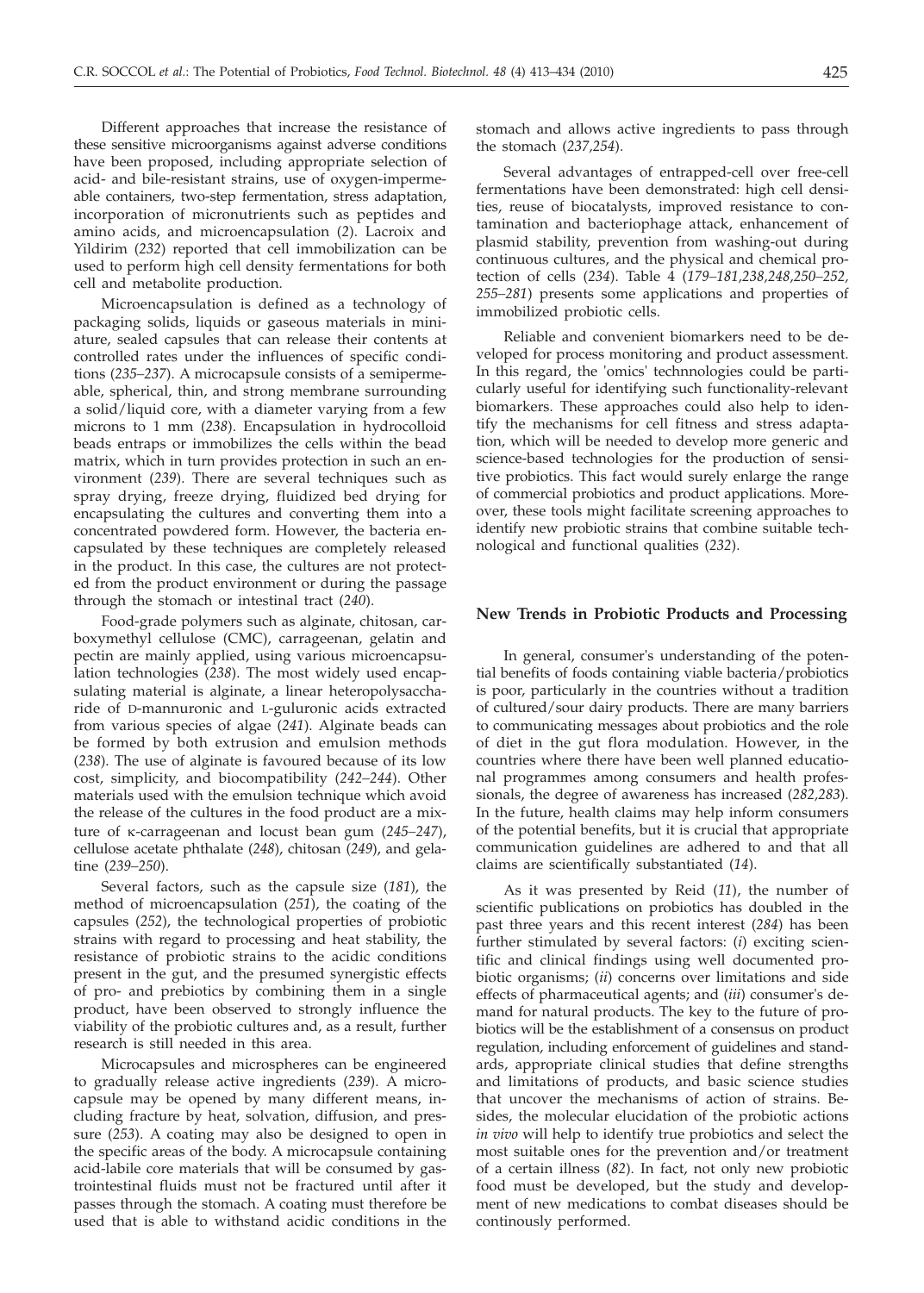Different approaches that increase the resistance of these sensitive microorganisms against adverse conditions have been proposed, including appropriate selection of acid- and bile-resistant strains, use of oxygen-impermeable containers, two-step fermentation, stress adaptation, incorporation of micronutrients such as peptides and amino acids, and microencapsulation (*2*). Lacroix and Yildirim (*232*) reported that cell immobilization can be used to perform high cell density fermentations for both cell and metabolite production.

Microencapsulation is defined as a technology of packaging solids, liquids or gaseous materials in miniature, sealed capsules that can release their contents at controlled rates under the influences of specific conditions (*235–237*). A microcapsule consists of a semipermeable, spherical, thin, and strong membrane surrounding a solid/liquid core, with a diameter varying from a few microns to 1 mm (*238*). Encapsulation in hydrocolloid beads entraps or immobilizes the cells within the bead matrix, which in turn provides protection in such an environment (*239*). There are several techniques such as spray drying, freeze drying, fluidized bed drying for encapsulating the cultures and converting them into a concentrated powdered form. However, the bacteria encapsulated by these techniques are completely released in the product. In this case, the cultures are not protected from the product environment or during the passage through the stomach or intestinal tract (*240*).

Food-grade polymers such as alginate, chitosan, carboxymethyl cellulose (CMC), carrageenan, gelatin and pectin are mainly applied, using various microencapsulation technologies (*238*). The most widely used encapsulating material is alginate, a linear heteropolysaccharide of D-mannuronic and L-guluronic acids extracted from various species of algae (*241*). Alginate beads can be formed by both extrusion and emulsion methods (*238*). The use of alginate is favoured because of its low cost, simplicity, and biocompatibility (*242–244*). Other materials used with the emulsion technique which avoid the release of the cultures in the food product are a mixture of κ-carrageenan and locust bean gum (*245–247*), cellulose acetate phthalate (*248*), chitosan (*249*), and gelatine (*239–250*).

Several factors, such as the capsule size (*181*), the method of microencapsulation (*251*), the coating of the capsules (*252*), the technological properties of probiotic strains with regard to processing and heat stability, the resistance of probiotic strains to the acidic conditions present in the gut, and the presumed synergistic effects of pro- and prebiotics by combining them in a single product, have been observed to strongly influence the viability of the probiotic cultures and, as a result, further research is still needed in this area.

Microcapsules and microspheres can be engineered to gradually release active ingredients (*239*). A microcapsule may be opened by many different means, including fracture by heat, solvation, diffusion, and pressure (*253*). A coating may also be designed to open in the specific areas of the body. A microcapsule containing acid-labile core materials that will be consumed by gastrointestinal fluids must not be fractured until after it passes through the stomach. A coating must therefore be used that is able to withstand acidic conditions in the stomach and allows active ingredients to pass through the stomach (*237,254*).

Several advantages of entrapped-cell over free-cell fermentations have been demonstrated: high cell densities, reuse of biocatalysts, improved resistance to contamination and bacteriophage attack, enhancement of plasmid stability, prevention from washing-out during continuous cultures, and the physical and chemical protection of cells (*234*). Table 4 (*179–181,238,248,250–252, 255–281*) presents some applications and properties of immobilized probiotic cells.

Reliable and convenient biomarkers need to be developed for process monitoring and product assessment. In this regard, the 'omics' technnologies could be particularly useful for identifying such functionality-relevant biomarkers. These approaches could also help to identify the mechanisms for cell fitness and stress adaptation, which will be needed to develop more generic and science-based technologies for the production of sensitive probiotics. This fact would surely enlarge the range of commercial probiotics and product applications. Moreover, these tools might facilitate screening approaches to identify new probiotic strains that combine suitable technological and functional qualities (*232*).

## New Trends in Probiotic Products and Processing

In general, consumer's understanding of the potential benefits of foods containing viable bacteria/probiotics is poor, particularly in the countries without a tradition of cultured/sour dairy products. There are many barriers to communicating messages about probiotics and the role of diet in the gut flora modulation. However, in the countries where there have been well planned educational programmes among consumers and health professionals, the degree of awareness has increased (*282,283*). In the future, health claims may help inform consumers of the potential benefits, but it is crucial that appropriate communication guidelines are adhered to and that all claims are scientifically substantiated (*14*).

As it was presented by Reid (*11*), the number of scientific publications on probiotics has doubled in the past three years and this recent interest (*284*) has been further stimulated by several factors: (*i*) exciting scientific and clinical findings using well documented probiotic organisms; (*ii*) concerns over limitations and side effects of pharmaceutical agents; and (*iii*) consumer's demand for natural products. The key to the future of probiotics will be the establishment of a consensus on product regulation, including enforcement of guidelines and standards, appropriate clinical studies that define strengths and limitations of products, and basic science studies that uncover the mechanisms of action of strains. Besides, the molecular elucidation of the probiotic actions *in vivo* will help to identify true probiotics and select the most suitable ones for the prevention and/or treatment of a certain illness (*82*). In fact, not only new probiotic food must be developed, but the study and development of new medications to combat diseases should be continously performed.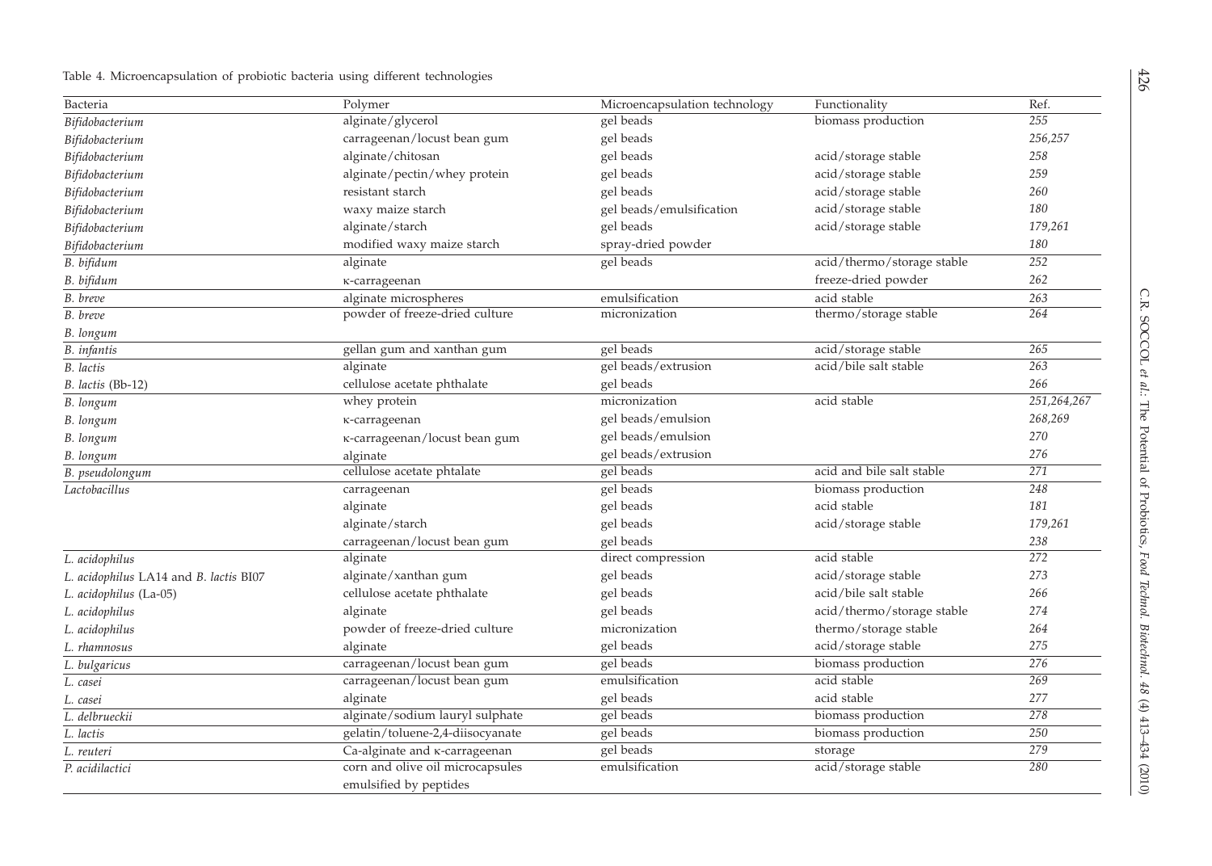Table 4. Microencapsulation of probiotic bacteria using different technologies

| Bacteria | Polymer | Microencapsulation technology | Functionality | Ref. |
|---|---|---|---|---|
| *Bifidobacterium* | alginate/glycerol | gel beads | biomass production | 255 |
| *Bifidobacterium* | carrageenan/locust bean gum | gel beads | | 256,257 |
| *Bifidobacterium* | alginate/chitosan | gel beads | acid/storage stable | 258 |
| *Bifidobacterium* | alginate/pectin/whey protein | gel beads | acid/storage stable | 259 |
| *Bifidobacterium* | resistant starch | gel beads | acid/storage stable | 260 |
| *Bifidobacterium* | waxy maize starch | gel beads/emulsification | acid/storage stable | 180 |
| *Bifidobacterium* | alginate/starch | gel beads | acid/storage stable | 179,261 |
| *Bifidobacterium* | modified waxy maize starch | spray-dried powder | | 180 |
| *B. bifidum* | alginate | gel beads | acid/thermo/storage stable | 252 |
| *B. bifidum* | κ-carrageenan | | freeze-dried powder | 262 |
| *B. breve* | alginate microspheres | emulsification | acid stable | 263 |
| *B. breve* | powder of freeze-dried culture | micronization | thermo/storage stable | 264 |
| *B. longum* | | | | |
| *B. infantis* | gellan gum and xanthan gum | gel beads | acid/storage stable | 265 |
| *B. lactis* | alginate | gel beads/extrusion | acid/bile salt stable | 263 |
| *B. lactis* (Bb-12) | cellulose acetate phthalate | gel beads | | 266 |
| *B. longum* | whey protein | micronization | acid stable | 251,264,267 |
| *B. longum* | κ-carrageenan | gel beads/emulsion | | 268,269 |
| *B. longum* | κ-carrageenan/locust bean gum | gel beads/emulsion | | 270 |
| *B. longum* | alginate | gel beads/extrusion | | 276 |
| *B. pseudolongum* | cellulose acetate phtalate | gel beads | acid and bile salt stable | 271 |
| *Lactobacillus* | carrageenan | gel beads | biomass production | 248 |
| | alginate | gel beads | acid stable | 181 |
| | alginate/starch | gel beads | acid/storage stable | 179,261 |
| | carrageenan/locust bean gum | gel beads | | 238 |
| *L. acidophilus* | alginate | direct compression | acid stable | 272 |
| *L. acidophilus* LA14 and *B. lactis* BI07 | alginate/xanthan gum | gel beads | acid/storage stable | 273 |
| *L. acidophilus* (La-05) | cellulose acetate phthalate | gel beads | acid/bile salt stable | 266 |
| *L. acidophilus* | alginate | gel beads | acid/thermo/storage stable | 274 |
| *L. acidophilus* | powder of freeze-dried culture | micronization | thermo/storage stable | 264 |
| *L. rhamnosus* | alginate | gel beads | acid/storage stable | 275 |
| *L. bulgaricus* | carrageenan/locust bean gum | gel beads | biomass production | 276 |
| *L. casei* | carrageenan/locust bean gum | emulsification | acid stable | 269 |
| *L. casei* | alginate | gel beads | acid stable | 277 |
| *L. delbrueckii* | alginate/sodium lauryl sulphate | gel beads | biomass production | 278 |
| *L. lactis* | gelatin/toluene-2,4-diisocyanate | gel beads | biomass production | 250 |
| *L. reuteri* | Ca-alginate and κ-carrageenan | gel beads | storage | 279 |
| *P. acidilactici* | corn and olive oil microcapsules emulsified by peptides | emulsification | acid/storage stable | 280 |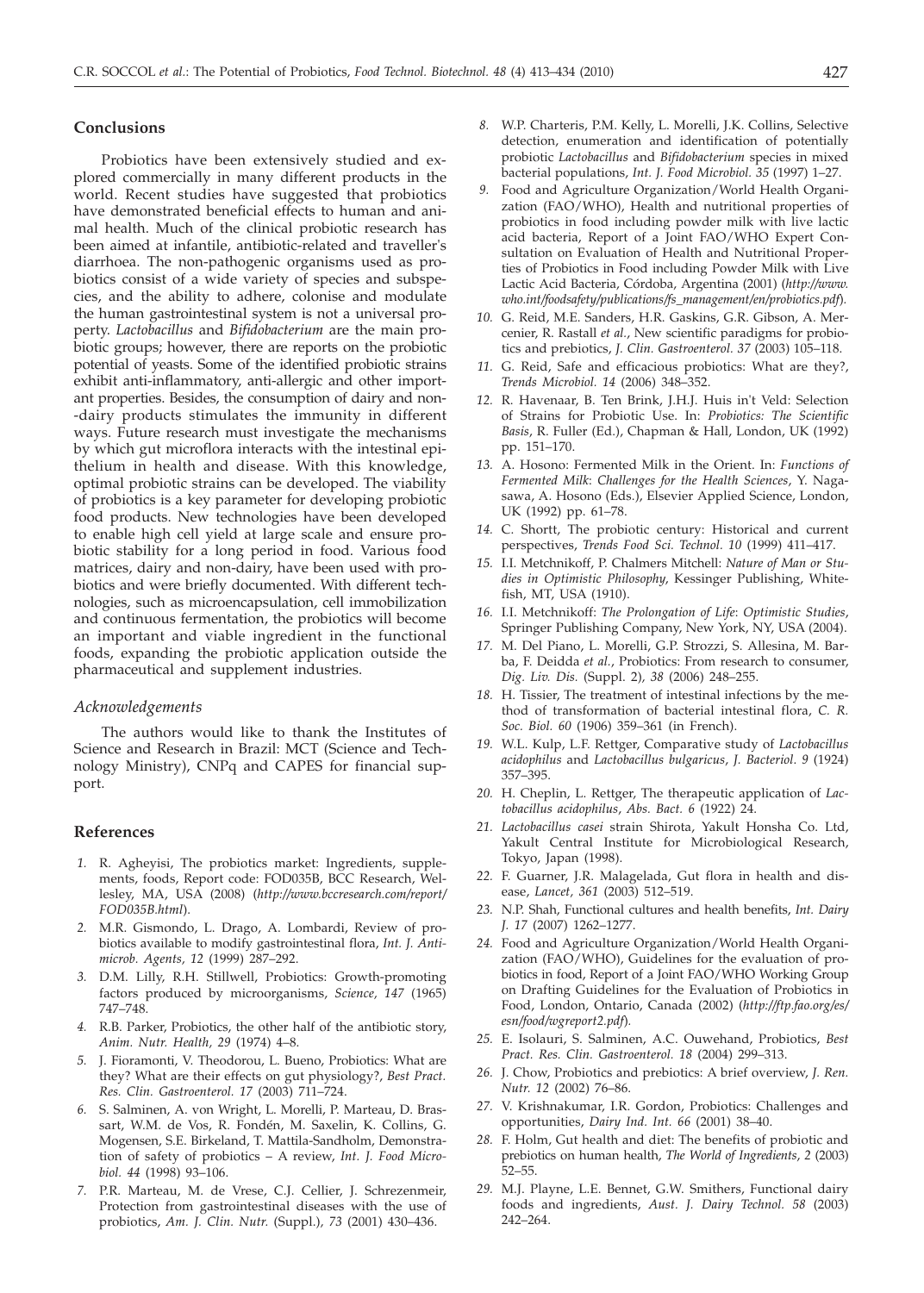## Conclusions

Probiotics have been extensively studied and explored commercially in many different products in the world. Recent studies have suggested that probiotics have demonstrated beneficial effects to human and animal health. Much of the clinical probiotic research has been aimed at infantile, antibiotic-related and traveller's diarrhoea. The non-pathogenic organisms used as probiotics consist of a wide variety of species and subspecies, and the ability to adhere, colonise and modulate the human gastrointestinal system is not a universal property. *Lactobacillus* and *Bifidobacterium* are the main probiotic groups; however, there are reports on the probiotic potential of yeasts. Some of the identified probiotic strains exhibit anti-inflammatory, anti-allergic and other important properties. Besides, the consumption of dairy and non-dairy products stimulates the immunity in different ways. Future research must investigate the mechanisms by which gut microflora interacts with the intestinal epithelium in health and disease. With this knowledge, optimal probiotic strains can be developed. The viability of probiotics is a key parameter for developing probiotic food products. New technologies have been developed to enable high cell yield at large scale and ensure probiotic stability for a long period in food. Various food matrices, dairy and non-dairy, have been used with probiotics and were briefly documented. With different technologies, such as microencapsulation, cell immobilization and continuous fermentation, the probiotics will become an important and viable ingredient in the functional foods, expanding the probiotic application outside the pharmaceutical and supplement industries.

### *Acknowledgements*

The authors would like to thank the Institutes of Science and Research in Brazil: MCT (Science and Technology Ministry), CNPq and CAPES for financial support.

## References

1. R. Agheyisi, The probiotics market: Ingredients, supplements, foods, Report code: FOD035B, BCC Research, Wellesley, MA, USA (2008) (*http://www.bccresearch.com/report/FOD035B.html*).
2. M.R. Gismondo, L. Drago, A. Lombardi, Review of probiotics available to modify gastrointestinal flora, *Int. J. Antimicrob. Agents, 12* (1999) 287–292.
3. D.M. Lilly, R.H. Stillwell, Probiotics: Growth-promoting factors produced by microorganisms, *Science, 147* (1965) 747–748.
4. R.B. Parker, Probiotics, the other half of the antibiotic story, *Anim. Nutr. Health, 29* (1974) 4–8.
5. J. Fioramonti, V. Theodorou, L. Bueno, Probiotics: What are they? What are their effects on gut physiology?, *Best Pract. Res. Clin. Gastroenterol. 17* (2003) 711–724.
6. S. Salminen, A. von Wright, L. Morelli, P. Marteau, D. Brassart, W.M. de Vos, R. Fondén, M. Saxelin, K. Collins, G. Mogensen, S.E. Birkeland, T. Mattila-Sandholm, Demonstration of safety of probiotics – A review, *Int. J. Food Microbiol. 44* (1998) 93–106.
7. P.R. Marteau, M. de Vrese, C.J. Cellier, J. Schrezenmeir, Protection from gastrointestinal diseases with the use of probiotics, *Am. J. Clin. Nutr.* (Suppl.), *73* (2001) 430–436.
8. W.P. Charteris, P.M. Kelly, L. Morelli, J.K. Collins, Selective detection, enumeration and identification of potentially probiotic *Lactobacillus* and *Bifidobacterium* species in mixed bacterial populations, *Int. J. Food Microbiol. 35* (1997) 1–27.
9. Food and Agriculture Organization/World Health Organization (FAO/WHO), Health and nutritional properties of probiotics in food including powder milk with live lactic acid bacteria, Report of a Joint FAO/WHO Expert Consultation on Evaluation of Health and Nutritional Properties of Probiotics in Food including Powder Milk with Live Lactic Acid Bacteria, Córdoba, Argentina (2001) (*http://www.who.int/foodsafety/publications/fs_management/en/probiotics.pdf*).
10. G. Reid, M.E. Sanders, H.R. Gaskins, G.R. Gibson, A. Mercenier, R. Rastall *et al.*, New scientific paradigms for probiotics and prebiotics, *J. Clin. Gastroenterol. 37* (2003) 105–118.
11. G. Reid, Safe and efficacious probiotics: What are they?, *Trends Microbiol. 14* (2006) 348–352.
12. R. Havenaar, B. Ten Brink, J.H.J. Huis in't Veld: Selection of Strains for Probiotic Use. In: *Probiotics: The Scientific Basis*, R. Fuller (Ed.), Chapman & Hall, London, UK (1992) pp. 151–170.
13. A. Hosono: Fermented Milk in the Orient. In: *Functions of Fermented Milk*: *Challenges for the Health Sciences*, Y. Nagasawa, A. Hosono (Eds.), Elsevier Applied Science, London, UK (1992) pp. 61–78.
14. C. Shortt, The probiotic century: Historical and current perspectives, *Trends Food Sci. Technol. 10* (1999) 411–417.
15. I.I. Metchnikoff, P. Chalmers Mitchell: *Nature of Man or Studies in Optimistic Philosophy*, Kessinger Publishing, Whitefish, MT, USA (1910).
16. I.I. Metchnikoff: *The Prolongation of Life*: *Optimistic Studies*, Springer Publishing Company, New York, NY, USA (2004).
17. M. Del Piano, L. Morelli, G.P. Strozzi, S. Allesina, M. Barba, F. Deidda *et al.*, Probiotics: From research to consumer, *Dig. Liv. Dis.* (Suppl. 2), *38* (2006) 248–255.
18. H. Tissier, The treatment of intestinal infections by the method of transformation of bacterial intestinal flora, *C. R. Soc. Biol. 60* (1906) 359–361 (in French).
19. W.L. Kulp, L.F. Rettger, Comparative study of *Lactobacillus acidophilus* and *Lactobacillus bulgaricus*, *J. Bacteriol. 9* (1924) 357–395.
20. H. Cheplin, L. Rettger, The therapeutic application of *Lactobacillus acidophilus*, *Abs. Bact. 6* (1922) 24.
21. *Lactobacillus casei* strain Shirota, Yakult Honsha Co. Ltd, Yakult Central Institute for Microbiological Research, Tokyo, Japan (1998).
22. F. Guarner, J.R. Malagelada, Gut flora in health and disease, *Lancet, 361* (2003) 512–519.
23. N.P. Shah, Functional cultures and health benefits, *Int. Dairy J. 17* (2007) 1262–1277.
24. Food and Agriculture Organization/World Health Organization (FAO/WHO), Guidelines for the evaluation of probiotics in food, Report of a Joint FAO/WHO Working Group on Drafting Guidelines for the Evaluation of Probiotics in Food, London, Ontario, Canada (2002) (*http://ftp.fao.org/es/esn/food/wgreport2.pdf*).
25. E. Isolauri, S. Salminen, A.C. Ouwehand, Probiotics, *Best Pract. Res. Clin. Gastroenterol. 18* (2004) 299–313.
26. J. Chow, Probiotics and prebiotics: A brief overview, *J. Ren. Nutr. 12* (2002) 76–86.
27. V. Krishnakumar, I.R. Gordon, Probiotics: Challenges and opportunities, *Dairy Ind. Int. 66* (2001) 38–40.
28. F. Holm, Gut health and diet: The benefits of probiotic and prebiotics on human health, *The World of Ingredients*, *2* (2003) 52–55.
29. M.J. Playne, L.E. Bennet, G.W. Smithers, Functional dairy foods and ingredients, *Aust. J. Dairy Technol. 58* (2003) 242–264.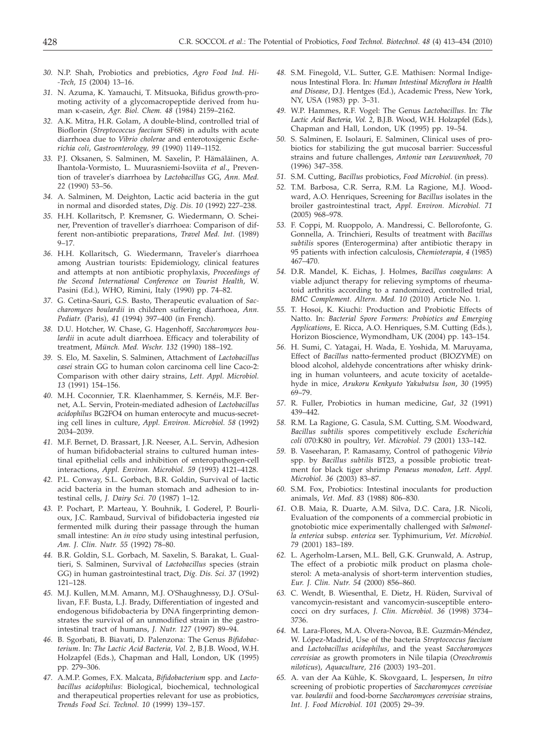30. N.P. Shah, Probiotics and prebiotics, *Agro Food Ind. Hi-Tech, 15* (2004) 13–16.
31. N. Azuma, K. Yamauchi, T. Mitsuoka, Bifidus growth-promoting activity of a glycomacropeptide derived from human κ-casein, *Agr. Biol. Chem. 48* (1984) 2159–2162.
32. A.K. Mitra, H.R. Golam, A double-blind, controlled trial of Bioflorin (*Streptococcus faecium* SF68) in adults with acute diarrhoea due to *Vibrio cholerae* and enterotoxigenic *Escherichia coli*, *Gastroenterology, 99* (1990) 1149–1152.
33. P.J. Oksanen, S. Salminen, M. Saxelin, P. Hämäläinen, A. Ihantola-Vormisto, L. Muurasniemi-Isoviita *et al.*, Prevention of traveler's diarrhoea by *Lactobacillus* GG, *Ann. Med. 22* (1990) 53–56.
34. A. Salminen, M. Deighton, Lactic acid bacteria in the gut in normal and disorded states, *Dig. Dis. 10* (1992) 227–238.
35. H.H. Kollaritsch, P. Kremsner, G. Wiedermann, O. Scheiner, Prevention of traveller's diarrhoea: Comparison of different non-antibiotic preparations, *Travel Med. Int.* (1989) 9–17.
36. H.H. Kollaritsch, G. Wiedermann, Traveler's diarrhoea among Austrian tourists: Epidemiology, clinical features and attempts at non antibiotic prophylaxis, *Proceedings of the Second International Conference on Tourist Health*, W. Pasini (Ed.), WHO, Rimini, Italy (1990) pp. 74–82.
37. G. Cetina-Sauri, G.S. Basto, Therapeutic evaluation of *Saccharomyces boulardii* in children suffering diarrhoea, *Ann. Pediatr.* (Paris), *41* (1994) 397–400 (in French).
38. D.U. Hotcher, W. Chase, G. Hagenhoff, *Saccharomyces boulardii* in acute adult diarrhoea. Efficacy and tolerability of treatment, *Münch. Med. Wschr. 132* (1990) 188–192.
39. S. Elo, M. Saxelin, S. Salminen, Attachment of *Lactobacillus casei* strain GG to human colon carcinoma cell line Caco-2: Comparison with other dairy strains, *Lett. Appl. Microbiol. 13* (1991) 154–156.
40. M.H. Coconnier, T.R. Klaenhammer, S. Kernéis, M.F. Bernet, A.L. Servin, Protein-mediated adhesion of *Lactobacillus acidophilus* BG2FO4 on human enterocyte and mucus-secreting cell lines in culture, *Appl. Environ. Microbiol. 58* (1992) 2034–2039.
41. M.F. Bernet, D. Brassart, J.R. Neeser, A.L. Servin, Adhesion of human bifidobacterial strains to cultured human intestinal epithelial cells and inhibition of enteropathogen-cell interactions, *Appl. Environ. Microbiol. 59* (1993) 4121–4128.
42. P.L. Conway, S.L. Gorbach, B.R. Goldin, Survival of lactic acid bacteria in the human stomach and adhesion to intestinal cells, *J. Dairy Sci. 70* (1987) 1–12.
43. P. Pochart, P. Marteau, Y. Bouhnik, I. Goderel, P. Bourlioux, J.C. Rambaud, Survival of bifidobacteria ingested *via* fermented milk during their passage through the human small intestine: An *in vivo* study using intestinal perfusion, *Am. J. Clin. Nutr. 55* (1992) 78–80.
44. B.R. Goldin, S.L. Gorbach, M. Saxelin, S. Barakat, L. Gualtieri, S. Salminen, Survival of *Lactobacillus* species (strain GG) in human gastrointestinal tract, *Dig. Dis. Sci. 37* (1992) 121–128.
45. M.J. Kullen, M.M. Amann, M.J. O'Shaughnessy, D.J. O'Sullivan, F.F. Busta, L.J. Brady, Differentiation of ingested and endogenous bifidobacteria by DNA fingerprinting demonstrates the survival of an unmodified strain in the gastrointestinal tract of humans, *J. Nutr. 127* (1997) 89–94.
46. B. Sgorbati, B. Biavati, D. Palenzona: The Genus *Bifidobacterium*. In: *The Lactic Acid Bacteria, Vol. 2*, B.J.B. Wood, W.H. Holzapfel (Eds.), Chapman and Hall, London, UK (1995) pp. 279–306.
47. A.M.P. Gomes, F.X. Malcata, *Bifidobacterium* spp. and *Lactobacillus acidophilus*: Biological, biochemical, technological and therapeutical properties relevant for use as probiotics, *Trends Food Sci. Technol. 10* (1999) 139–157.
48. S.M. Finegold, V.L. Sutter, G.E. Mathisen: Normal Indigenous Intestinal Flora. In: *Human Intestinal Microflora in Health and Disease*, D.J. Hentges (Ed.), Academic Press, New York, NY, USA (1983) pp. 3–31.
49. W.P. Hammes, R.F. Vogel: The Genus *Lactobacillus*. In: *The Lactic Acid Bacteria, Vol. 2*, B.J.B. Wood, W.H. Holzapfel (Eds.), Chapman and Hall, London, UK (1995) pp. 19–54.
50. S. Salminen, E. Isolauri, E. Salminen, Clinical uses of probiotics for stabilizing the gut mucosal barrier: Successful strains and future challenges, *Antonie van Leeuwenhoek, 70* (1996) 347–358.
51. S.M. Cutting, *Bacillus* probiotics, *Food Microbiol.* (in press).
52. T.M. Barbosa, C.R. Serra, R.M. La Ragione, M.J. Woodward, A.O. Henriques, Screening for *Bacillus* isolates in the broiler gastrointestinal tract, *Appl. Environ. Microbiol. 71* (2005) 968–978.
53. F. Coppi, M. Ruoppolo, A. Mandressi, C. Bellorofonte, G. Gonnella, A. Trinchieri, Results of treatment with *Bacillus subtilis* spores (Enterogermina) after antibiotic therapy in 95 patients with infection calculosis, *Chemioterapia, 4* (1985) 467–470.
54. D.R. Mandel, K. Eichas, J. Holmes, *Bacillus coagulans*: A viable adjunct therapy for relieving symptoms of rheumatoid arthritis according to a randomized, controlled trial, *BMC Complement. Altern. Med. 10* (2010) Article No. 1.
55. T. Hosoi, K. Kiuchi: Production and Probiotic Effects of Natto. In: *Bacterial Spore Formers: Probiotics and Emerging Applications*, E. Ricca, A.O. Henriques, S.M. Cutting (Eds.), Horizon Bioscience, Wymondham, UK (2004) pp. 143–154.
56. H. Sumi, C. Yatagai, H. Wada, E. Yoshida, M. Maruyama, Effect of *Bacillus* natto-fermented product (BIOZYME) on blood alcohol, aldehyde concentrations after whisky drinking in human volunteers, and acute toxicity of acetaldehyde in mice, *Arukoru Kenkyuto Yakubutsu Ison, 30* (1995) 69–79.
57. R. Fuller, Probiotics in human medicine, *Gut, 32* (1991) 439–442.
58. R.M. La Ragione, G. Casula, S.M. Cutting, S.M. Woodward, *Bacillus subtilis* spores competitively exclude *Escherichia coli* 070:K80 in poultry, *Vet. Microbiol. 79* (2001) 133–142.
59. B. Vaseeharan, P. Ramasamy, Control of pathogenic *Vibrio* spp. by *Bacillus subtilis* BT23, a possible probiotic treatment for black tiger shrimp *Penaeus monodon, Lett. Appl. Microbiol. 36* (2003) 83–87.
60. S.M. Fox, Probiotics: Intestinal inoculants for production animals, *Vet. Med. 83* (1988) 806–830.
61. O.B. Maia, R. Duarte, A.M. Silva, D.C. Cara, J.R. Nicoli, Evaluation of the components of a commercial probiotic in gnotobiotic mice experimentally challenged with *Salmonella enterica* subsp. *enterica* ser. Typhimurium, *Vet. Microbiol. 79* (2001) 183–189.
62. L. Agerholm-Larsen, M.L. Bell, G.K. Grunwald, A. Astrup, The effect of a probiotic milk product on plasma cholesterol: A meta-analysis of short-term intervention studies, *Eur. J. Clin. Nutr. 54* (2000) 856–860.
63. C. Wendt, B. Wiesenthal, E. Dietz, H. Rüden, Survival of vancomycin-resistant and vancomycin-susceptible enterococci on dry surfaces, *J. Clin. Microbiol. 36* (1998) 3734–3736.
64. M. Lara-Flores, M.A. Olvera-Novoa, B.E. Guzmán-Méndez, W. López-Madrid, Use of the bacteria *Streptococcus faecium* and *Lactobacillus acidophilus*, and the yeast *Saccharomyces cerevisiae* as growth promoters in Nile tilapia (*Oreochromis niloticus*), *Aquaculture, 216* (2003) 193–201.
65. A. van der Aa Kühle, K. Skovgaard, L. Jespersen, *In vitro* screening of probiotic properties of *Saccharomyces cerevisiae* var. *boulardii* and food-borne *Saccharomyces cerevisiae* strains, *Int. J. Food Microbiol. 101* (2005) 29–39.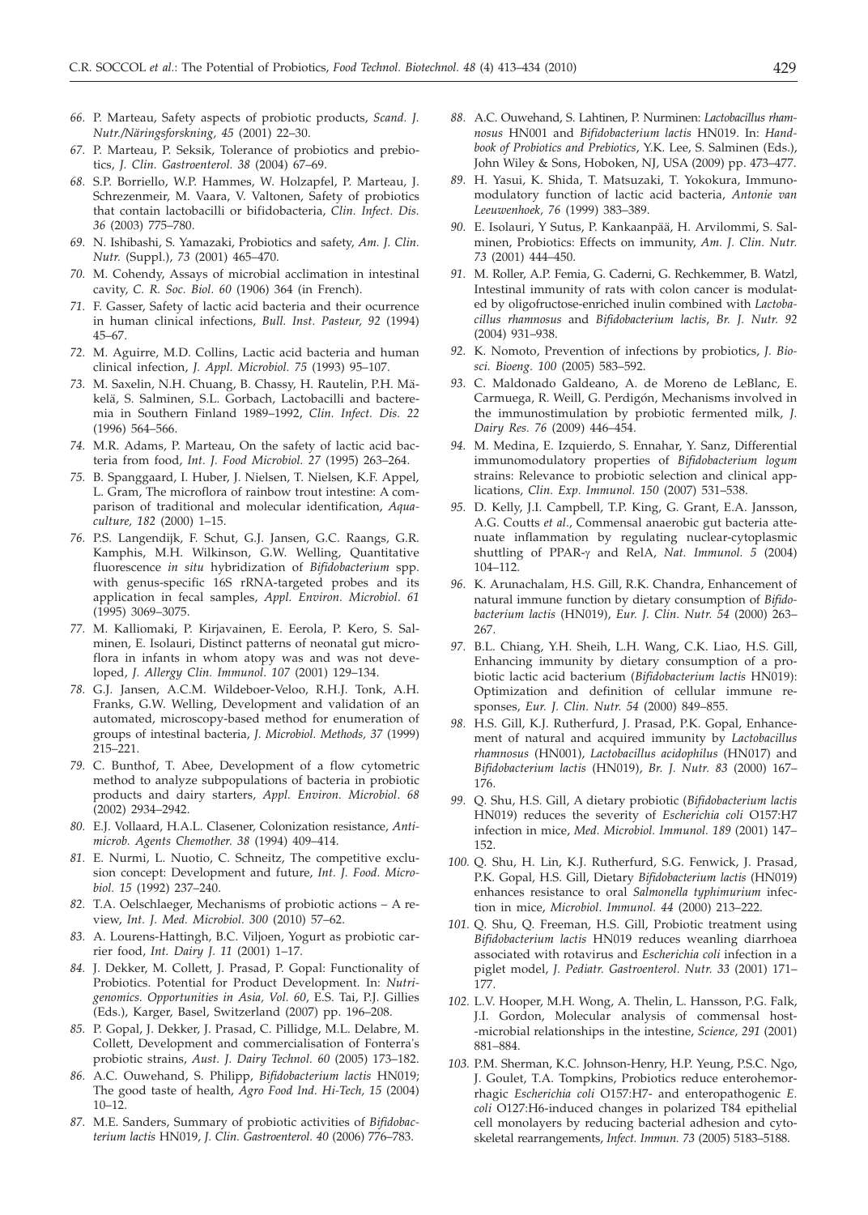*66.* P. Marteau, Safety aspects of probiotic products, *Scand. J. Nutr./Näringsforskning, 45* (2001) 22–30.

*67.* P. Marteau, P. Seksik, Tolerance of probiotics and prebiotics, *J. Clin. Gastroenterol. 38* (2004) 67–69.

*68.* S.P. Borriello, W.P. Hammes, W. Holzapfel, P. Marteau, J. Schrezenmeir, M. Vaara, V. Valtonen, Safety of probiotics that contain lactobacilli or bifidobacteria, *Clin. Infect. Dis. 36* (2003) 775–780.

*69.* N. Ishibashi, S. Yamazaki, Probiotics and safety, *Am. J. Clin. Nutr.* (Suppl.), *73* (2001) 465–470.

*70.* M. Cohendy, Assays of microbial acclimation in intestinal cavity, *C. R. Soc. Biol. 60* (1906) 364 (in French).

*71.* F. Gasser, Safety of lactic acid bacteria and their ocurrence in human clinical infections, *Bull. Inst. Pasteur, 92* (1994) 45–67.

*72.* M. Aguirre, M.D. Collins, Lactic acid bacteria and human clinical infection, *J. Appl. Microbiol. 75* (1993) 95–107.

*73.* M. Saxelin, N.H. Chuang, B. Chassy, H. Rautelin, P.H. Mäkelä, S. Salminen, S.L. Gorbach, Lactobacilli and bacteremia in Southern Finland 1989–1992, *Clin. Infect. Dis. 22* (1996) 564–566.

*74.* M.R. Adams, P. Marteau, On the safety of lactic acid bacteria from food, *Int. J. Food Microbiol. 27* (1995) 263–264.

*75.* B. Spanggaard, I. Huber, J. Nielsen, T. Nielsen, K.F. Appel, L. Gram, The microflora of rainbow trout intestine: A comparison of traditional and molecular identification, *Aquaculture, 182* (2000) 1–15.

*76.* P.S. Langendijk, F. Schut, G.J. Jansen, G.C. Raangs, G.R. Kamphis, M.H. Wilkinson, G.W. Welling, Quantitative fluorescence *in situ* hybridization of *Bifidobacterium* spp. with genus-specific 16S rRNA-targeted probes and its application in fecal samples, *Appl. Environ. Microbiol. 61* (1995) 3069–3075.

*77.* M. Kalliomaki, P. Kirjavainen, E. Eerola, P. Kero, S. Salminen, E. Isolauri, Distinct patterns of neonatal gut microflora in infants in whom atopy was and was not developed, *J. Allergy Clin. Immunol. 107* (2001) 129–134.

*78.* G.J. Jansen, A.C.M. Wildeboer-Veloo, R.H.J. Tonk, A.H. Franks, G.W. Welling, Development and validation of an automated, microscopy-based method for enumeration of groups of intestinal bacteria, *J. Microbiol. Methods, 37* (1999) 215–221.

*79.* C. Bunthof, T. Abee, Development of a flow cytometric method to analyze subpopulations of bacteria in probiotic products and dairy starters, *Appl. Environ. Microbiol. 68* (2002) 2934–2942.

*80.* E.J. Vollaard, H.A.L. Clasener, Colonization resistance, *Antimicrob. Agents Chemother. 38* (1994) 409–414.

*81.* E. Nurmi, L. Nuotio, C. Schneitz, The competitive exclusion concept: Development and future, *Int. J. Food. Microbiol. 15* (1992) 237–240.

*82.* T.A. Oelschlaeger, Mechanisms of probiotic actions – A review, *Int. J. Med. Microbiol. 300* (2010) 57–62.

*83.* A. Lourens-Hattingh, B.C. Viljoen, Yogurt as probiotic carrier food, *Int. Dairy J. 11* (2001) 1–17.

*84.* J. Dekker, M. Collett, J. Prasad, P. Gopal: Functionality of Probiotics. Potential for Product Development. In: *Nutrigenomics. Opportunities in Asia, Vol. 60*, E.S. Tai, P.J. Gillies (Eds.), Karger, Basel, Switzerland (2007) pp. 196–208.

*85.* P. Gopal, J. Dekker, J. Prasad, C. Pillidge, M.L. Delabre, M. Collett, Development and commercialisation of Fonterra's probiotic strains, *Aust. J. Dairy Technol. 60* (2005) 173–182.

*86.* A.C. Ouwehand, S. Philipp, *Bifidobacterium lactis* HN019; The good taste of health, *Agro Food Ind. Hi-Tech, 15* (2004) 10–12.

*87.* M.E. Sanders, Summary of probiotic activities of *Bifidobacterium lactis* HN019, *J. Clin. Gastroenterol. 40* (2006) 776–783.

*88.* A.C. Ouwehand, S. Lahtinen, P. Nurminen: *Lactobacillus rhamnosus* HN001 and *Bifidobacterium lactis* HN019. In: *Handbook of Probiotics and Prebiotics*, Y.K. Lee, S. Salminen (Eds.), John Wiley & Sons, Hoboken, NJ, USA (2009) pp. 473–477.

*89.* H. Yasui, K. Shida, T. Matsuzaki, T. Yokokura, Immunomodulatory function of lactic acid bacteria, *Antonie van Leeuwenhoek, 76* (1999) 383–389.

*90.* E. Isolauri, Y Sutus, P. Kankaanpää, H. Arvilommi, S. Salminen, Probiotics: Effects on immunity, *Am. J. Clin. Nutr. 73* (2001) 444–450.

*91.* M. Roller, A.P. Femia, G. Caderni, G. Rechkemmer, B. Watzl, Intestinal immunity of rats with colon cancer is modulated by oligofructose-enriched inulin combined with *Lactobacillus rhamnosus* and *Bifidobacterium lactis*, *Br. J. Nutr. 92* (2004) 931–938.

*92.* K. Nomoto, Prevention of infections by probiotics, *J. Biosci. Bioeng. 100* (2005) 583–592.

*93.* C. Maldonado Galdeano, A. de Moreno de LeBlanc, E. Carmuega, R. Weill, G. Perdigón, Mechanisms involved in the immunostimulation by probiotic fermented milk, *J. Dairy Res. 76* (2009) 446–454.

*94.* M. Medina, E. Izquierdo, S. Ennahar, Y. Sanz, Differential immunomodulatory properties of *Bifidobacterium logum* strains: Relevance to probiotic selection and clinical applications, *Clin. Exp. Immunol. 150* (2007) 531–538.

*95.* D. Kelly, J.I. Campbell, T.P. King, G. Grant, E.A. Jansson, A.G. Coutts *et al.*, Commensal anaerobic gut bacteria attenuate inflammation by regulating nuclear-cytoplasmic shuttling of PPAR-$\gamma$ and RelA, *Nat. Immunol. 5* (2004) 104–112.

*96.* K. Arunachalam, H.S. Gill, R.K. Chandra, Enhancement of natural immune function by dietary consumption of *Bifidobacterium lactis* (HN019), *Eur. J. Clin. Nutr. 54* (2000) 263–267.

*97.* B.L. Chiang, Y.H. Sheih, L.H. Wang, C.K. Liao, H.S. Gill, Enhancing immunity by dietary consumption of a probiotic lactic acid bacterium (*Bifidobacterium lactis* HN019): Optimization and definition of cellular immune responses, *Eur. J. Clin. Nutr. 54* (2000) 849–855.

*98.* H.S. Gill, K.J. Rutherfurd, J. Prasad, P.K. Gopal, Enhancement of natural and acquired immunity by *Lactobacillus rhamnosus* (HN001), *Lactobacillus acidophilus* (HN017) and *Bifidobacterium lactis* (HN019), *Br. J. Nutr. 83* (2000) 167–176.

*99.* Q. Shu, H.S. Gill, A dietary probiotic (*Bifidobacterium lactis* HN019) reduces the severity of *Escherichia coli* O157:H7 infection in mice, *Med. Microbiol. Immunol. 189* (2001) 147–152.

*100.* Q. Shu, H. Lin, K.J. Rutherfurd, S.G. Fenwick, J. Prasad, P.K. Gopal, H.S. Gill, Dietary *Bifidobacterium lactis* (HN019) enhances resistance to oral *Salmonella typhimurium* infection in mice, *Microbiol. Immunol. 44* (2000) 213–222.

*101.* Q. Shu, Q. Freeman, H.S. Gill, Probiotic treatment using *Bifidobacterium lactis* HN019 reduces weanling diarrhoea associated with rotavirus and *Escherichia coli* infection in a piglet model, *J. Pediatr. Gastroenterol. Nutr. 33* (2001) 171–177.

*102.* L.V. Hooper, M.H. Wong, A. Thelin, L. Hansson, P.G. Falk, J.I. Gordon, Molecular analysis of commensal host-microbial relationships in the intestine, *Science, 291* (2001) 881–884.

*103.* P.M. Sherman, K.C. Johnson-Henry, H.P. Yeung, P.S.C. Ngo, J. Goulet, T.A. Tompkins, Probiotics reduce enterohemorrhagic *Escherichia coli* O157:H7- and enteropathogenic *E. coli* O127:H6-induced changes in polarized T84 epithelial cell monolayers by reducing bacterial adhesion and cytoskeletal rearrangements, *Infect. Immun. 73* (2005) 5183–5188.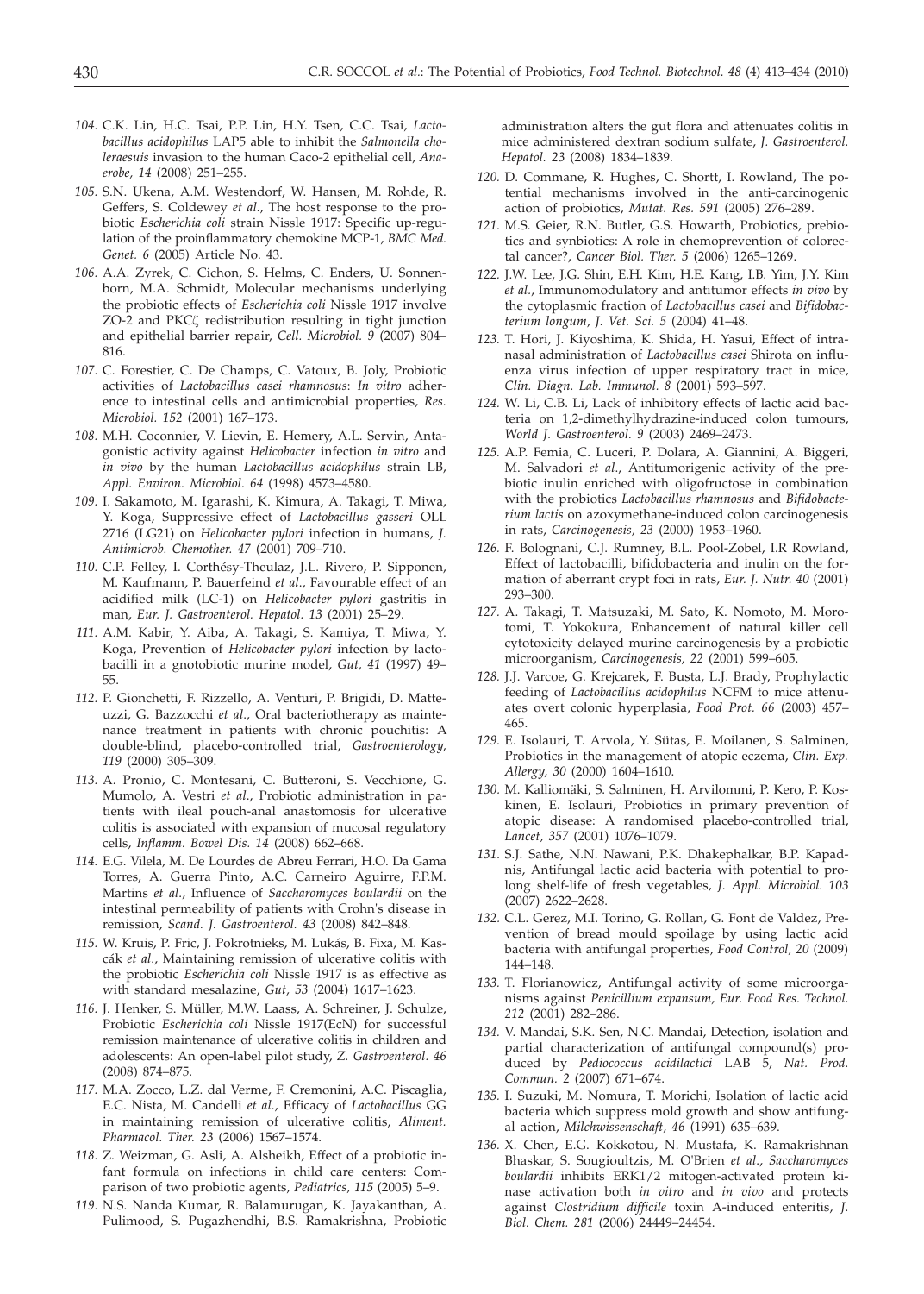*104.* C.K. Lin, H.C. Tsai, P.P. Lin, H.Y. Tsen, C.C. Tsai, *Lactobacillus acidophilus* LAP5 able to inhibit the *Salmonella choleraesuis* invasion to the human Caco-2 epithelial cell, *Anaerobe, 14* (2008) 251–255.

*105.* S.N. Ukena, A.M. Westendorf, W. Hansen, M. Rohde, R. Geffers, S. Coldewey *et al.*, The host response to the probiotic *Escherichia coli* strain Nissle 1917: Specific up-regulation of the proinflammatory chemokine MCP-1, *BMC Med. Genet. 6* (2005) Article No. 43.

*106.* A.A. Zyrek, C. Cichon, S. Helms, C. Enders, U. Sonnenborn, M.A. Schmidt, Molecular mechanisms underlying the probiotic effects of *Escherichia coli* Nissle 1917 involve ZO-2 and PKCζ redistribution resulting in tight junction and epithelial barrier repair, *Cell. Microbiol. 9* (2007) 804–816.

*107.* C. Forestier, C. De Champs, C. Vatoux, B. Joly, Probiotic activities of *Lactobacillus casei rhamnosus*: *In vitro* adherence to intestinal cells and antimicrobial properties, *Res. Microbiol. 152* (2001) 167–173.

*108.* M.H. Coconnier, V. Lievin, E. Hemery, A.L. Servin, Antagonistic activity against *Helicobacter* infection *in vitro* and *in vivo* by the human *Lactobacillus acidophilus* strain LB, *Appl. Environ. Microbiol. 64* (1998) 4573–4580.

*109.* I. Sakamoto, M. Igarashi, K. Kimura, A. Takagi, T. Miwa, Y. Koga, Suppressive effect of *Lactobacillus gasseri* OLL 2716 (LG21) on *Helicobacter pylori* infection in humans, *J. Antimicrob. Chemother. 47* (2001) 709–710.

*110.* C.P. Felley, I. Corthésy-Theulaz, J.L. Rivero, P. Sipponen, M. Kaufmann, P. Bauerfeind *et al.*, Favourable effect of an acidified milk (LC-1) on *Helicobacter pylori* gastritis in man, *Eur. J. Gastroenterol. Hepatol. 13* (2001) 25–29.

*111.* A.M. Kabir, Y. Aiba, A. Takagi, S. Kamiya, T. Miwa, Y. Koga, Prevention of *Helicobacter pylori* infection by lactobacilli in a gnotobiotic murine model, *Gut, 41* (1997) 49–55.

*112.* P. Gionchetti, F. Rizzello, A. Venturi, P. Brigidi, D. Matteuzzi, G. Bazzocchi *et al.*, Oral bacteriotherapy as maintenance treatment in patients with chronic pouchitis: A double-blind, placebo-controlled trial, *Gastroenterology, 119* (2000) 305–309.

*113.* A. Pronio, C. Montesani, C. Butteroni, S. Vecchione, G. Mumolo, A. Vestri *et al.*, Probiotic administration in patients with ileal pouch-anal anastomosis for ulcerative colitis is associated with expansion of mucosal regulatory cells, *Inflamm. Bowel Dis. 14* (2008) 662–668.

*114.* E.G. Vilela, M. De Lourdes de Abreu Ferrari, H.O. Da Gama Torres, A. Guerra Pinto, A.C. Carneiro Aguirre, F.P.M. Martins *et al.*, Influence of *Saccharomyces boulardii* on the intestinal permeability of patients with Crohn's disease in remission, *Scand. J. Gastroenterol. 43* (2008) 842–848.

*115.* W. Kruis, P. Fric, J. Pokrotnieks, M. Lukás, B. Fixa, M. Kascák *et al.*, Maintaining remission of ulcerative colitis with the probiotic *Escherichia coli* Nissle 1917 is as effective as with standard mesalazine, *Gut, 53* (2004) 1617–1623.

*116.* J. Henker, S. Müller, M.W. Laass, A. Schreiner, J. Schulze, Probiotic *Escherichia coli* Nissle 1917(EcN) for successful remission maintenance of ulcerative colitis in children and adolescents: An open-label pilot study, *Z. Gastroenterol. 46* (2008) 874–875.

*117.* M.A. Zocco, L.Z. dal Verme, F. Cremonini, A.C. Piscaglia, E.C. Nista, M. Candelli *et al.*, Efficacy of *Lactobacillus* GG in maintaining remission of ulcerative colitis, *Aliment. Pharmacol. Ther. 23* (2006) 1567–1574.

*118.* Z. Weizman, G. Asli, A. Alsheikh, Effect of a probiotic infant formula on infections in child care centers: Comparison of two probiotic agents, *Pediatrics, 115* (2005) 5–9.

*119.* N.S. Nanda Kumar, R. Balamurugan, K. Jayakanthan, A. Pulimood, S. Pugazhendhi, B.S. Ramakrishna, Probiotic administration alters the gut flora and attenuates colitis in mice administered dextran sodium sulfate, *J. Gastroenterol. Hepatol. 23* (2008) 1834–1839.

*120.* D. Commane, R. Hughes, C. Shortt, I. Rowland, The potential mechanisms involved in the anti-carcinogenic action of probiotics, *Mutat. Res. 591* (2005) 276–289.

*121.* M.S. Geier, R.N. Butler, G.S. Howarth, Probiotics, prebiotics and synbiotics: A role in chemoprevention of colorectal cancer?, *Cancer Biol. Ther. 5* (2006) 1265–1269.

*122.* J.W. Lee, J.G. Shin, E.H. Kim, H.E. Kang, I.B. Yim, J.Y. Kim *et al.*, Immunomodulatory and antitumor effects *in vivo* by the cytoplasmic fraction of *Lactobacillus casei* and *Bifidobacterium longum*, *J. Vet. Sci. 5* (2004) 41–48.

*123.* T. Hori, J. Kiyoshima, K. Shida, H. Yasui, Effect of intranasal administration of *Lactobacillus casei* Shirota on influenza virus infection of upper respiratory tract in mice, *Clin. Diagn. Lab. Immunol. 8* (2001) 593–597.

*124.* W. Li, C.B. Li, Lack of inhibitory effects of lactic acid bacteria on 1,2-dimethylhydrazine-induced colon tumours, *World J. Gastroenterol. 9* (2003) 2469–2473.

*125.* A.P. Femia, C. Luceri, P. Dolara, A. Giannini, A. Biggeri, M. Salvadori *et al.*, Antitumorigenic activity of the prebiotic inulin enriched with oligofructose in combination with the probiotics *Lactobacillus rhamnosus* and *Bifidobacterium lactis* on azoxymethane-induced colon carcinogenesis in rats, *Carcinogenesis, 23* (2000) 1953–1960.

*126.* F. Bolognani, C.J. Rumney, B.L. Pool-Zobel, I.R Rowland, Effect of lactobacilli, bifidobacteria and inulin on the formation of aberrant crypt foci in rats, *Eur. J. Nutr. 40* (2001) 293–300.

*127.* A. Takagi, T. Matsuzaki, M. Sato, K. Nomoto, M. Morotomi, T. Yokokura, Enhancement of natural killer cell cytotoxicity delayed murine carcinogenesis by a probiotic microorganism, *Carcinogenesis, 22* (2001) 599–605.

*128.* J.J. Varcoe, G. Krejcarek, F. Busta, L.J. Brady, Prophylactic feeding of *Lactobacillus acidophilus* NCFM to mice attenuates overt colonic hyperplasia, *Food Prot. 66* (2003) 457–465.

*129.* E. Isolauri, T. Arvola, Y. Sütas, E. Moilanen, S. Salminen, Probiotics in the management of atopic eczema, *Clin. Exp. Allergy, 30* (2000) 1604–1610.

*130.* M. Kalliomäki, S. Salminen, H. Arvilommi, P. Kero, P. Koskinen, E. Isolauri, Probiotics in primary prevention of atopic disease: A randomised placebo-controlled trial, *Lancet, 357* (2001) 1076–1079.

*131.* S.J. Sathe, N.N. Nawani, P.K. Dhakephalkar, B.P. Kapadnis, Antifungal lactic acid bacteria with potential to prolong shelf-life of fresh vegetables, *J. Appl. Microbiol. 103* (2007) 2622–2628.

*132.* C.L. Gerez, M.I. Torino, G. Rollan, G. Font de Valdez, Prevention of bread mould spoilage by using lactic acid bacteria with antifungal properties, *Food Control, 20* (2009) 144–148.

*133.* T. Florianowicz, Antifungal activity of some microorganisms against *Penicillium expansum*, *Eur. Food Res. Technol. 212* (2001) 282–286.

*134.* V. Mandai, S.K. Sen, N.C. Mandai, Detection, isolation and partial characterization of antifungal compound(s) produced by *Pediococcus acidilactici* LAB 5, *Nat. Prod. Commun. 2* (2007) 671–674.

*135.* I. Suzuki, M. Nomura, T. Morichi, Isolation of lactic acid bacteria which suppress mold growth and show antifungal action, *Milchwissenschaft, 46* (1991) 635–639.

*136.* X. Chen, E.G. Kokkotou, N. Mustafa, K. Ramakrishnan Bhaskar, S. Sougioultzis, M. O'Brien *et al.*, *Saccharomyces boulardii* inhibits ERK1/2 mitogen-activated protein kinase activation both *in vitro* and *in vivo* and protects against *Clostridium difficile* toxin A-induced enteritis, *J. Biol. Chem. 281* (2006) 24449–24454.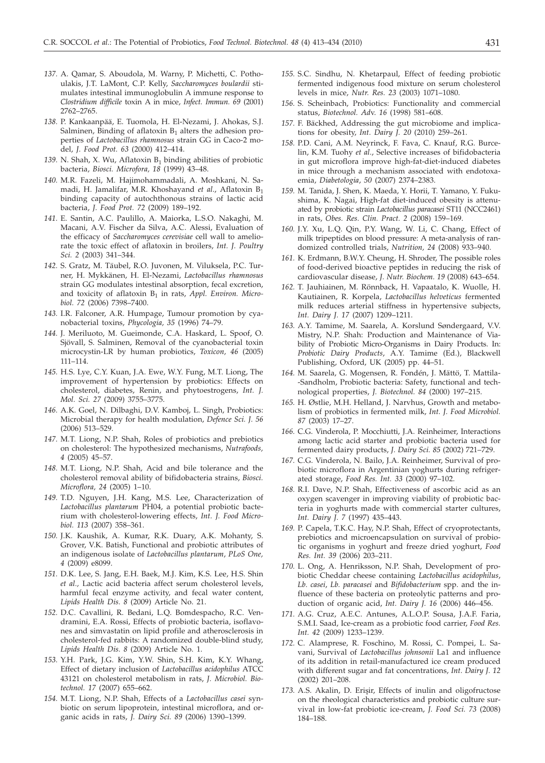137. A. Qamar, S. Aboudola, M. Warny, P. Michetti, C. Pothoulakis, J.T. LaMont, C.P. Kelly, *Saccharomyces boulardii* stimulates intestinal immunoglobulin A immune response to *Clostridium difficile* toxin A in mice, *Infect. Immun. 69* (2001) 2762–2765.

138. P. Kankaanpää, E. Tuomola, H. El-Nezami, J. Ahokas, S.J. Salminen, Binding of aflatoxin $B_1$ alters the adhesion properties of *Lactobacillus rhamnosus* strain GG in Caco-2 model, *J. Food Prot. 63* (2000) 412–414.

139. N. Shah, X. Wu, Aflatoxin $B_1$ binding abilities of probiotic bacteria, *Biosci. Microfora, 18* (1999) 43–48.

140. M.R. Fazeli, M. Hajimohammadali, A. Moshkani, N. Samadi, H. Jamalifar, M.R. Khoshayand *et al.*, Aflatoxin $B_1$ binding capacity of autochthonous strains of lactic acid bacteria, *J. Food Prot. 72* (2009) 189–192.

141. E. Santin, A.C. Paulillo, A. Maiorka, L.S.O. Nakaghi, M. Macani, A.V. Fischer da Silva, A.C. Alessi, Evaluation of the efficacy of *Saccharomyces cerevisiae* cell wall to ameliorate the toxic effect of aflatoxin in broilers, *Int. J. Poultry Sci. 2* (2003) 341–344.

142. S. Gratz, M. Täubel, R.O. Juvonen, M. Viluksela, P.C. Turner, H. Mykkänen, H. El-Nezami, *Lactobacillus rhamnosus* strain GG modulates intestinal absorption, fecal excretion, and toxicity of aflatoxin $B_1$ in rats, *Appl. Environ. Microbiol. 72* (2006) 7398–7400.

143. I.R. Falconer, A.R. Humpage, Tumour promotion by cyanobacterial toxins, *Phycologia, 35* (1996) 74–79.

144. J. Meriluoto, M. Gueimonde, C.A. Haskard, L. Spoof, O. Sjövall, S. Salminen, Removal of the cyanobacterial toxin microcystin-LR by human probiotics, *Toxicon, 46* (2005) 111–114.

145. H.S. Lye, C.Y. Kuan, J.A. Ewe, W.Y. Fung, M.T. Liong, The improvement of hypertension by probiotics: Effects on cholesterol, diabetes, Renin, and phytoestrogens, *Int. J. Mol. Sci. 27* (2009) 3755–3775.

146. A.K. Goel, N. Dilbaghi, D.V. Kamboj, L. Singh, Probiotics: Microbial therapy for health modulation, *Defence Sci. J. 56* (2006) 513–529.

147. M.T. Liong, N.P. Shah, Roles of probiotics and prebiotics on cholesterol: The hypothesized mechanisms, *Nutrafoods, 4* (2005) 45–57.

148. M.T. Liong, N.P. Shah, Acid and bile tolerance and the cholesterol removal ability of bifidobacteria strains, *Biosci. Microflora, 24* (2005) 1–10.

149. T.D. Nguyen, J.H. Kang, M.S. Lee, Characterization of *Lactobacillus plantarum* PH04, a potential probiotic bacterium with cholesterol-lowering effects, *Int. J. Food Microbiol. 113* (2007) 358–361.

150. J.K. Kaushik, A. Kumar, R.K. Duary, A.K. Mohanty, S. Grover, V.K. Batish, Functional and probiotic attributes of an indigenous isolate of *Lactobacillus plantarum*, *PLoS One, 4* (2009) e8099.

151. D.K. Lee, S. Jang, E.H. Baek, M.J. Kim, K.S. Lee, H.S. Shin *et al.*, Lactic acid bacteria affect serum cholesterol levels, harmful fecal enzyme activity, and fecal water content, *Lipids Health Dis. 8* (2009) Article No. 21.

152. D.C. Cavallini, R. Bedani, L.Q. Bomdespacho, R.C. Vendramini, E.A. Rossi, Effects of probiotic bacteria, isoflavones and simvastatin on lipid profile and atherosclerosis in cholesterol-fed rabbits: A randomized double-blind study, *Lipids Health Dis. 8* (2009) Article No. 1.

153. Y.H. Park, J.G. Kim, Y.W. Shin, S.H. Kim, K.Y. Whang, Effect of dietary inclusion of *Lactobacillus acidophilus* ATCC 43121 on cholesterol metabolism in rats, *J. Microbiol. Biotechnol. 17* (2007) 655–662.

154. M.T. Liong, N.P. Shah, Effects of a *Lactobacillus casei* synbiotic on serum lipoprotein, intestinal microflora, and organic acids in rats, *J. Dairy Sci. 89* (2006) 1390–1399.

155. S.C. Sindhu, N. Khetarpaul, Effect of feeding probiotic fermented indigenous food mixture on serum cholesterol levels in mice, *Nutr. Res. 23* (2003) 1071–1080.

156. S. Scheinbach, Probiotics: Functionality and commercial status, *Biotechnol. Adv. 16* (1998) 581–608.

157. F. Bäckhed, Addressing the gut microbiome and implications for obesity, *Int. Dairy J. 20* (2010) 259–261.

158. P.D. Cani, A.M. Neyrinck, F. Fava, C. Knauf, R.G. Burcelin, K.M. Tuohy *et al.*, Selective increases of bifidobacteria in gut microflora improve high-fat-diet-induced diabetes in mice through a mechanism associated with endotoxaemia, *Diabetologia, 50* (2007) 2374–2383.

159. M. Tanida, J. Shen, K. Maeda, Y. Horii, T. Yamano, Y. Fukushima, K. Nagai, High-fat diet-induced obesity is attenuated by probiotic strain *Lactobacillus paracasei* ST11 (NCC2461) in rats, *Obes. Res. Clin. Pract. 2* (2008) 159–169.

160. J.Y. Xu, L.Q. Qin, P.Y. Wang, W. Li, C. Chang, Effect of milk tripeptides on blood pressure: A meta-analysis of randomized controlled trials, *Nutrition, 24* (2008) 933–940.

161. K. Erdmann, B.W.Y. Cheung, H. Shroder, The possible roles of food-derived bioactive peptides in reducing the risk of cardiovascular disease, *J. Nutr. Biochem. 19* (2008) 643–654.

162. T. Jauhiainen, M. Rönnback, H. Vapaatalo, K. Wuolle, H. Kautiainen, R. Korpela, *Lactobacillus helveticus* fermented milk reduces arterial stiffness in hypertensive subjects, *Int. Dairy J. 17* (2007) 1209–1211.

163. A.Y. Tamime, M. Saarela, A. Korslund Søndergaard, V.V. Mistry, N.P. Shah: Production and Maintenance of Viability of Probiotic Micro-Organisms in Dairy Products. In: *Probiotic Dairy Products*, A.Y. Tamime (Ed.), Blackwell Publishing, Oxford, UK (2005) pp. 44–51.

164. M. Saarela, G. Mogensen, R. Fondén, J. Mättö, T. Mattila-Sandholm, Probiotic bacteria: Safety, functional and technological properties, *J. Biotechnol. 84* (2000) 197–215.

165. H. Østlie, M.H. Helland, J. Narvhus, Growth and metabolism of probiotics in fermented milk, *Int. J. Food Microbiol. 87* (2003) 17–27.

166. C.G. Vinderola, P. Mocchiutti, J.A. Reinheimer, Interactions among lactic acid starter and probiotic bacteria used for fermented dairy products, *J. Dairy Sci. 85* (2002) 721–729.

167. C.G. Vinderola, N. Bailo, J.A. Reinheimer, Survival of probiotic microflora in Argentinian yoghurts during refrigerated storage, *Food Res. Int. 33* (2000) 97–102.

168. R.I. Dave, N.P. Shah, Effectiveness of ascorbic acid as an oxygen scavenger in improving viability of probiotic bacteria in yoghurts made with commercial starter cultures, *Int. Dairy J. 7* (1997) 435–443.

169. P. Capela, T.K.C. Hay, N.P. Shah, Effect of cryoprotectants, prebiotics and microencapsulation on survival of probiotic organisms in yoghurt and freeze dried yoghurt, *Food Res. Int. 39* (2006) 203–211.

170. L. Ong, A. Henriksson, N.P. Shah, Development of probiotic Cheddar cheese containing *Lactobacillus acidophilus*, *Lb. casei*, *Lb. paracasei* and *Bifidobacterium* spp. and the influence of these bacteria on proteolytic patterns and production of organic acid, *Int. Dairy J. 16* (2006) 446–456.

171. A.G. Cruz, A.E.C. Antunes, A.L.O.P. Sousa, J.A.F. Faria, S.M.I. Saad, Ice-cream as a probiotic food carrier, *Food Res. Int. 42* (2009) 1233–1239.

172. C. Alamprese, R. Foschino, M. Rossi, C. Pompei, L. Savani, Survival of *Lactobacillus johnsonii* La1 and influence of its addition in retail-manufactured ice cream produced with different sugar and fat concentrations, *Int. Dairy J. 12* (2002) 201–208.

173. A.S. Akalin, D. Erişir, Effects of inulin and oligofructose on the rheological characteristics and probiotic culture survival in low-fat probiotic ice-cream, *J. Food Sci. 73* (2008) 184–188.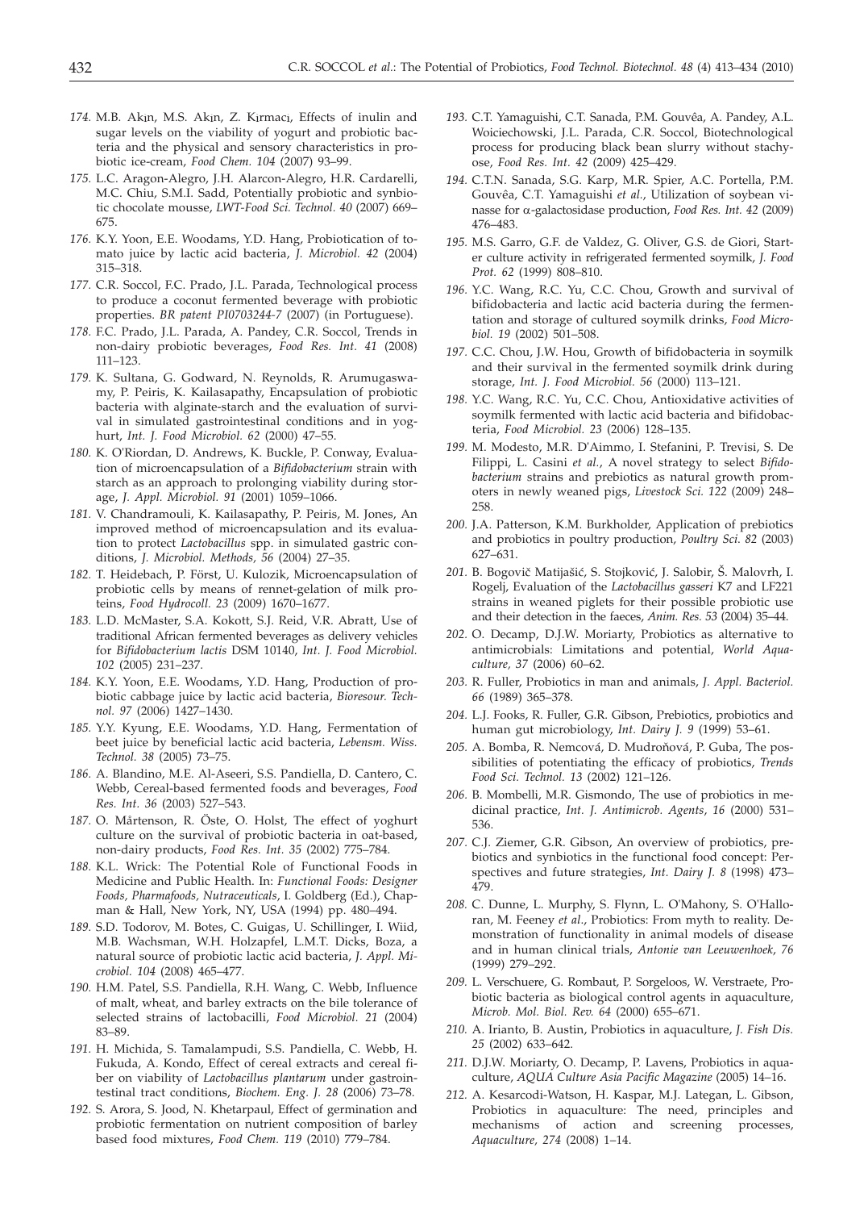174. M.B. Akın, M.S. Akın, Z. Kırmacı, Effects of inulin and sugar levels on the viability of yogurt and probiotic bacteria and the physical and sensory characteristics in probiotic ice-cream, *Food Chem. 104* (2007) 93–99.

175. L.C. Aragon-Alegro, J.H. Alarcon-Alegro, H.R. Cardarelli, M.C. Chiu, S.M.I. Sadd, Potentially probiotic and synbiotic chocolate mousse, *LWT-Food Sci. Technol. 40* (2007) 669–675.

176. K.Y. Yoon, E.E. Woodams, Y.D. Hang, Probiotication of tomato juice by lactic acid bacteria, *J. Microbiol. 42* (2004) 315–318.

177. C.R. Soccol, F.C. Prado, J.L. Parada, Technological process to produce a coconut fermented beverage with probiotic properties. *BR patent PI0703244-7* (2007) (in Portuguese).

178. F.C. Prado, J.L. Parada, A. Pandey, C.R. Soccol, Trends in non-dairy probiotic beverages, *Food Res. Int. 41* (2008) 111–123.

179. K. Sultana, G. Godward, N. Reynolds, R. Arumugaswamy, P. Peiris, K. Kailasapathy, Encapsulation of probiotic bacteria with alginate-starch and the evaluation of survival in simulated gastrointestinal conditions and in yoghurt, *Int. J. Food Microbiol. 62* (2000) 47–55.

180. K. O'Riordan, D. Andrews, K. Buckle, P. Conway, Evaluation of microencapsulation of a *Bifidobacterium* strain with starch as an approach to prolonging viability during storage, *J. Appl. Microbiol. 91* (2001) 1059–1066.

181. V. Chandramouli, K. Kailasapathy, P. Peiris, M. Jones, An improved method of microencapsulation and its evaluation to protect *Lactobacillus* spp. in simulated gastric conditions, *J. Microbiol. Methods, 56* (2004) 27–35.

182. T. Heidebach, P. Först, U. Kulozik, Microencapsulation of probiotic cells by means of rennet-gelation of milk proteins, *Food Hydrocoll. 23* (2009) 1670–1677.

183. L.D. McMaster, S.A. Kokott, S.J. Reid, V.R. Abratt, Use of traditional African fermented beverages as delivery vehicles for *Bifidobacterium lactis* DSM 10140, *Int. J. Food Microbiol. 102* (2005) 231–237.

184. K.Y. Yoon, E.E. Woodams, Y.D. Hang, Production of probiotic cabbage juice by lactic acid bacteria, *Bioresour. Technol. 97* (2006) 1427–1430.

185. Y.Y. Kyung, E.E. Woodams, Y.D. Hang, Fermentation of beet juice by beneficial lactic acid bacteria, *Lebensm. Wiss. Technol. 38* (2005) 73–75.

186. A. Blandino, M.E. Al-Aseeri, S.S. Pandiella, D. Cantero, C. Webb, Cereal-based fermented foods and beverages, *Food Res. Int. 36* (2003) 527–543.

187. O. Mårtenson, R. Öste, O. Holst, The effect of yoghurt culture on the survival of probiotic bacteria in oat-based, non-dairy products, *Food Res. Int. 35* (2002) 775–784.

188. K.L. Wrick: The Potential Role of Functional Foods in Medicine and Public Health. In: *Functional Foods: Designer Foods, Pharmafoods, Nutraceuticals*, I. Goldberg (Ed.), Chapman & Hall, New York, NY, USA (1994) pp. 480–494.

189. S.D. Todorov, M. Botes, C. Guigas, U. Schillinger, I. Wiid, M.B. Wachsman, W.H. Holzapfel, L.M.T. Dicks, Boza, a natural source of probiotic lactic acid bacteria, *J. Appl. Microbiol. 104* (2008) 465–477.

190. H.M. Patel, S.S. Pandiella, R.H. Wang, C. Webb, Influence of malt, wheat, and barley extracts on the bile tolerance of selected strains of lactobacilli, *Food Microbiol. 21* (2004) 83–89.

191. H. Michida, S. Tamalampudi, S.S. Pandiella, C. Webb, H. Fukuda, A. Kondo, Effect of cereal extracts and cereal fiber on viability of *Lactobacillus plantarum* under gastrointestinal tract conditions, *Biochem. Eng. J. 28* (2006) 73–78.

192. S. Arora, S. Jood, N. Khetarpaul, Effect of germination and probiotic fermentation on nutrient composition of barley based food mixtures, *Food Chem. 119* (2010) 779–784.

193. C.T. Yamaguishi, C.T. Sanada, P.M. Gouvêa, A. Pandey, A.L. Woiciechowski, J.L. Parada, C.R. Soccol, Biotechnological process for producing black bean slurry without stachyose, *Food Res. Int. 42* (2009) 425–429.

194. C.T.N. Sanada, S.G. Karp, M.R. Spier, A.C. Portella, P.M. Gouvêa, C.T. Yamaguishi *et al.*, Utilization of soybean vinasse for α-galactosidase production, *Food Res. Int. 42* (2009) 476–483.

195. M.S. Garro, G.F. de Valdez, G. Oliver, G.S. de Giori, Starter culture activity in refrigerated fermented soymilk, *J. Food Prot. 62* (1999) 808–810.

196. Y.C. Wang, R.C. Yu, C.C. Chou, Growth and survival of bifidobacteria and lactic acid bacteria during the fermentation and storage of cultured soymilk drinks, *Food Microbiol. 19* (2002) 501–508.

197. C.C. Chou, J.W. Hou, Growth of bifidobacteria in soymilk and their survival in the fermented soymilk drink during storage, *Int. J. Food Microbiol. 56* (2000) 113–121.

198. Y.C. Wang, R.C. Yu, C.C. Chou, Antioxidative activities of soymilk fermented with lactic acid bacteria and bifidobacteria, *Food Microbiol. 23* (2006) 128–135.

199. M. Modesto, M.R. D'Aimmo, I. Stefanini, P. Trevisi, S. De Filippi, L. Casini *et al.*, A novel strategy to select *Bifidobacterium* strains and prebiotics as natural growth promoters in newly weaned pigs, *Livestock Sci. 122* (2009) 248–258.

200. J.A. Patterson, K.M. Burkholder, Application of prebiotics and probiotics in poultry production, *Poultry Sci. 82* (2003) 627–631.

201. B. Bogovič Matijašić, S. Stojković, J. Salobir, Š. Malovrh, I. Rogelj, Evaluation of the *Lactobacillus gasseri* K7 and LF221 strains in weaned piglets for their possible probiotic use and their detection in the faeces, *Anim. Res. 53* (2004) 35–44.

202. O. Decamp, D.J.W. Moriarty, Probiotics as alternative to antimicrobials: Limitations and potential, *World Aquaculture, 37* (2006) 60–62.

203. R. Fuller, Probiotics in man and animals, *J. Appl. Bacteriol. 66* (1989) 365–378.

204. L.J. Fooks, R. Fuller, G.R. Gibson, Prebiotics, probiotics and human gut microbiology, *Int. Dairy J. 9* (1999) 53–61.

205. A. Bomba, R. Nemcová, D. Mudroňová, P. Guba, The possibilities of potentiating the efficacy of probiotics, *Trends Food Sci. Technol. 13* (2002) 121–126.

206. B. Mombelli, M.R. Gismondo, The use of probiotics in medicinal practice, *Int. J. Antimicrob. Agents, 16* (2000) 531–536.

207. C.J. Ziemer, G.R. Gibson, An overview of probiotics, prebiotics and synbiotics in the functional food concept: Perspectives and future strategies, *Int. Dairy J. 8* (1998) 473–479.

208. C. Dunne, L. Murphy, S. Flynn, L. O'Mahony, S. O'Halloran, M. Feeney *et al.*, Probiotics: From myth to reality. Demonstration of functionality in animal models of disease and in human clinical trials, *Antonie van Leeuwenhoek, 76* (1999) 279–292.

209. L. Verschuere, G. Rombaut, P. Sorgeloos, W. Verstraete, Probiotic bacteria as biological control agents in aquaculture, *Microb. Mol. Biol. Rev. 64* (2000) 655–671.

210. A. Irianto, B. Austin, Probiotics in aquaculture, *J. Fish Dis. 25* (2002) 633–642.

211. D.J.W. Moriarty, O. Decamp, P. Lavens, Probiotics in aquaculture, *AQUA Culture Asia Pacific Magazine* (2005) 14–16.

212. A. Kesarcodi-Watson, H. Kaspar, M.J. Lategan, L. Gibson, Probiotics in aquaculture: The need, principles and mechanisms of action and screening processes, *Aquaculture, 274* (2008) 1–14.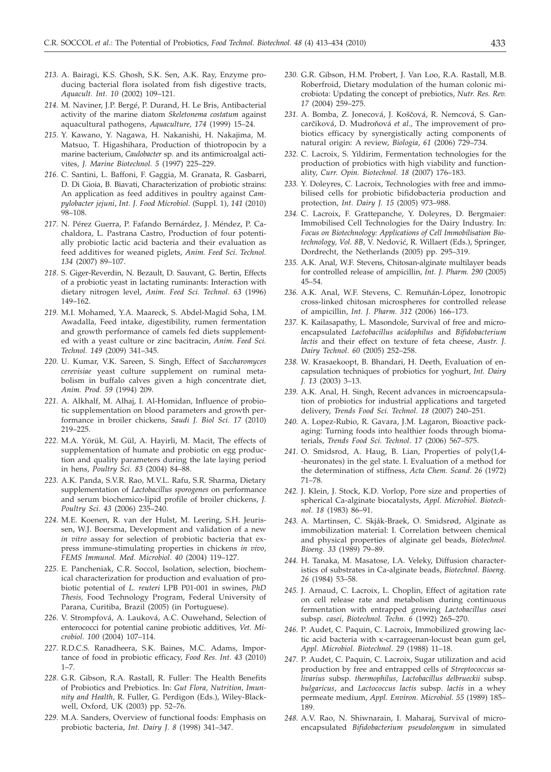*213.* A. Bairagi, K.S. Ghosh, S.K. Sen, A.K. Ray, Enzyme producing bacterial flora isolated from fish digestive tracts, *Aquacult. Int. 10* (2002) 109–121.

*214.* M. Naviner, J.P. Bergé, P. Durand, H. Le Bris, Antibacterial activity of the marine diatom *Skeletonema costatum* against aquacultural pathogens, *Aquaculture, 174* (1999) 15–24.

*215.* Y. Kawano, Y. Nagawa, H. Nakanishi, H. Nakajima, M. Matsuo, T. Higashihara, Production of thiotropocin by a marine bacterium, *Caulobacter* sp. and its antimicroalgal activites, *J. Marine Biotechnol. 5* (1997) 225–229.

*216.* C. Santini, L. Baffoni, F. Gaggia, M. Granata, R. Gasbarri, D. Di Gioia, B. Biavati, Characterization of probiotic strains: An application as feed additives in poultry against *Campylobacter jejuni*, *Int. J. Food Microbiol.* (Suppl. 1), *141* (2010) 98–108.

*217.* N. Pérez Guerra, P. Fafando Bernárdez, J. Méndez, P. Cachaldora, L. Pastrana Castro, Production of four potentially probiotic lactic acid bacteria and their evaluation as feed additives for weaned piglets, *Anim. Feed Sci. Technol. 134* (2007) 89–107.

*218.* S. Giger-Reverdin, N. Bezault, D. Sauvant, G. Bertin, Effects of a probiotic yeast in lactating ruminants: Interaction with dietary nitrogen level, *Anim. Feed Sci. Technol. 63* (1996) 149–162.

*219.* M.I. Mohamed, Y.A. Maareck, S. Abdel-Magid Soha, I.M. Awadalla, Feed intake, digestibility, rumen fermentation and growth performance of camels fed diets supplemented with a yeast culture or zinc bacitracin, *Anim. Feed Sci. Technol. 149* (2009) 341–345.

*220.* U. Kumar, V.K. Sareen, S. Singh, Effect of *Saccharomyces cerevisiae* yeast culture supplement on ruminal metabolism in buffalo calves given a high concentrate diet, *Anim. Prod. 59* (1994) 209.

*221.* A. Alkhalf, M. Alhaj, I. Al-Homidan, Influence of probiotic supplementation on blood parameters and growth performance in broiler chickens, *Saudi J. Biol Sci. 17* (2010) 219–225.

*222.* M.A. Yörük, M. Gül, A. Hayirli, M. Macit, The effects of supplementation of humate and probiotic on egg production and quality parameters during the late laying period in hens, *Poultry Sci. 83* (2004) 84–88.

*223.* A.K. Panda, S.V.R. Rao, M.V.L. Rafu, S.R. Sharma, Dietary supplementation of *Lactobacillus sporogenes* on performance and serum biochemico-lipid profile of broiler chickens, *J. Poultry Sci. 43* (2006) 235–240.

*224.* M.E. Koenen, R. van der Hulst, M. Leering, S.H. Jeurissen, W.J. Boersma, Development and validation of a new *in vitro* assay for selection of probiotic bacteria that express immune-stimulating properties in chickens *in vivo*, *FEMS Immunol. Med. Microbiol. 40* (2004) 119–127.

*225.* E. Pancheniak, C.R. Soccol, Isolation, selection, biochemical characterization for production and evaluation of probiotic potential of *L. reuteri* LPB P01-001 in swines, *PhD Thesis*, Food Technology Program, Federal University of Parana, Curitiba, Brazil (2005) (in Portuguese).

*226.* V. Strompfová, A. Lauková, A.C. Ouwehand, Selection of enterococci for potential canine probiotic additives, *Vet. Microbiol. 100* (2004) 107–114.

*227.* R.D.C.S. Ranadheera, S.K. Baines, M.C. Adams, Importance of food in probiotic efficacy, *Food Res. Int. 43* (2010) 1–7.

*228.* G.R. Gibson, R.A. Rastall, R. Fuller: The Health Benefits of Probiotics and Prebiotics. In: *Gut Flora, Nutrition, Imunnity and Health,* R. Fuller, G. Perdigon (Eds.), Wiley-Blackwell, Oxford, UK (2003) pp. 52–76.

*229.* M.A. Sanders, Overview of functional foods: Emphasis on probiotic bacteria, *Int. Dairy J. 8* (1998) 341–347.

*230.* G.R. Gibson, H.M. Probert, J. Van Loo, R.A. Rastall, M.B. Roberfroid, Dietary modulation of the human colonic microbiota: Updating the concept of prebiotics, *Nutr. Res. Rev. 17* (2004) 259–275.

*231.* A. Bomba, Z. Jonecová, J. Koščová, R. Nemcová, S. Gancarčiková, D. Mudroňová *et al.*, The improvement of probiotics efficacy by synergistically acting components of natural origin: A review, *Biologia*, *61* (2006) 729–734.

*232.* C. Lacroix, S. Yildirim, Fermentation technologies for the production of probiotics with high viability and functionality, *Curr. Opin. Biotechnol. 18* (2007) 176–183.

*233.* Y. Doleyres, C. Lacroix, Technologies with free and immobilised cells for probiotic bifidobacteria production and protection, *Int. Dairy J. 15* (2005) 973–988.

*234.* C. Lacroix, F. Grattepanche, Y. Doleyres, D. Bergmaier: Immobilised Cell Technologies for the Dairy Industry. In: *Focus on Biotechnology: Applications of Cell Immobilisation Biotechnology, Vol. 8B*, V. Nedović, R. Willaert (Eds.), Springer, Dordrecht, the Netherlands (2005) pp. 295–319.

*235.* A.K. Anal, W.F. Stevens, Chitosan-alginate multilayer beads for controlled release of ampicillin, *Int. J. Pharm. 290* (2005) 45–54.

*236.* A.K. Anal, W.F. Stevens, C. Remuñán-López, Ionotropic cross-linked chitosan microspheres for controlled release of ampicillin, *Int. J. Pharm. 312* (2006) 166–173.

*237.* K. Kailasapathy, L. Masondole, Survival of free and microencapsulated *Lactobacillus acidophilus* and *Bifidobacterium lactis* and their effect on texture of feta cheese, *Austr. J. Dairy Technol. 60* (2005) 252–258.

*238.* W. Krasaekoopt, B. Bhandari, H. Deeth, Evaluation of encapsulation techniques of probiotics for yoghurt, *Int. Dairy J. 13* (2003) 3–13.

*239.* A.K. Anal, H. Singh, Recent advances in microencapsulation of probiotics for industrial applications and targeted delivery, *Trends Food Sci. Technol. 18* (2007) 240–251.

*240.* A. Lopez-Rubio, R. Gavara, J.M. Lagaron, Bioactive packaging: Turning foods into healthier foods through biomaterials, *Trends Food Sci. Technol. 17* (2006) 567–575.

*241.* O. Smidsrod, A. Haug, B. Lian, Properties of poly(1,4-heuronates) in the gel state. I. Evaluation of a method for the determination of stiffness, *Acta Chem. Scand. 26* (1972) 71–78.

*242.* J. Klein, J. Stock, K.D. Vorlop, Pore size and properties of spherical Ca-alginate biocatalysts, *Appl. Microbiol. Biotechnol. 18* (1983) 86–91.

*243.* A. Martinsen, C. Skjåk-Braek, O. Smidsrød, Alginate as immobilization material: I. Correlation between chemical and physical properties of alginate gel beads, *Biotechnol. Bioeng. 33* (1989) 79–89.

*244.* H. Tanaka, M. Masatose, I.A. Veleky, Diffusion characteristics of substrates in Ca-alginate beads, *Biotechnol. Bioeng. 26* (1984) 53–58.

*245.* J. Arnaud, C. Lacroix, L. Choplin, Effect of agitation rate on cell release rate and metabolism during continuous fermentation with entrapped growing *Lactobacillus casei* subsp. *casei*, *Biotechnol. Techn. 6* (1992) 265–270.

*246.* P. Audet, C. Paquin, C. Lacroix, Immobilized growing lactic acid bacteria with κ-carrageenan-locust bean gum gel, *Appl. Microbiol. Biotechnol. 29* (1988) 11–18.

*247.* P. Audet, C. Paquin, C. Lacroix, Sugar utilization and acid production by free and entrapped cells of *Streptococcus salivarius* subsp. *thermophilus*, *Lactobacillus delbrueckii* subsp. *bulgaricus*, and *Lactococcus lactis* subsp. *lactis* in a whey permeate medium, *Appl. Environ. Microbiol. 55* (1989) 185–189.

*248.* A.V. Rao, N. Shiwnarain, I. Maharaj, Survival of microencapsulated *Bifidobacterium pseudolongum* in simulated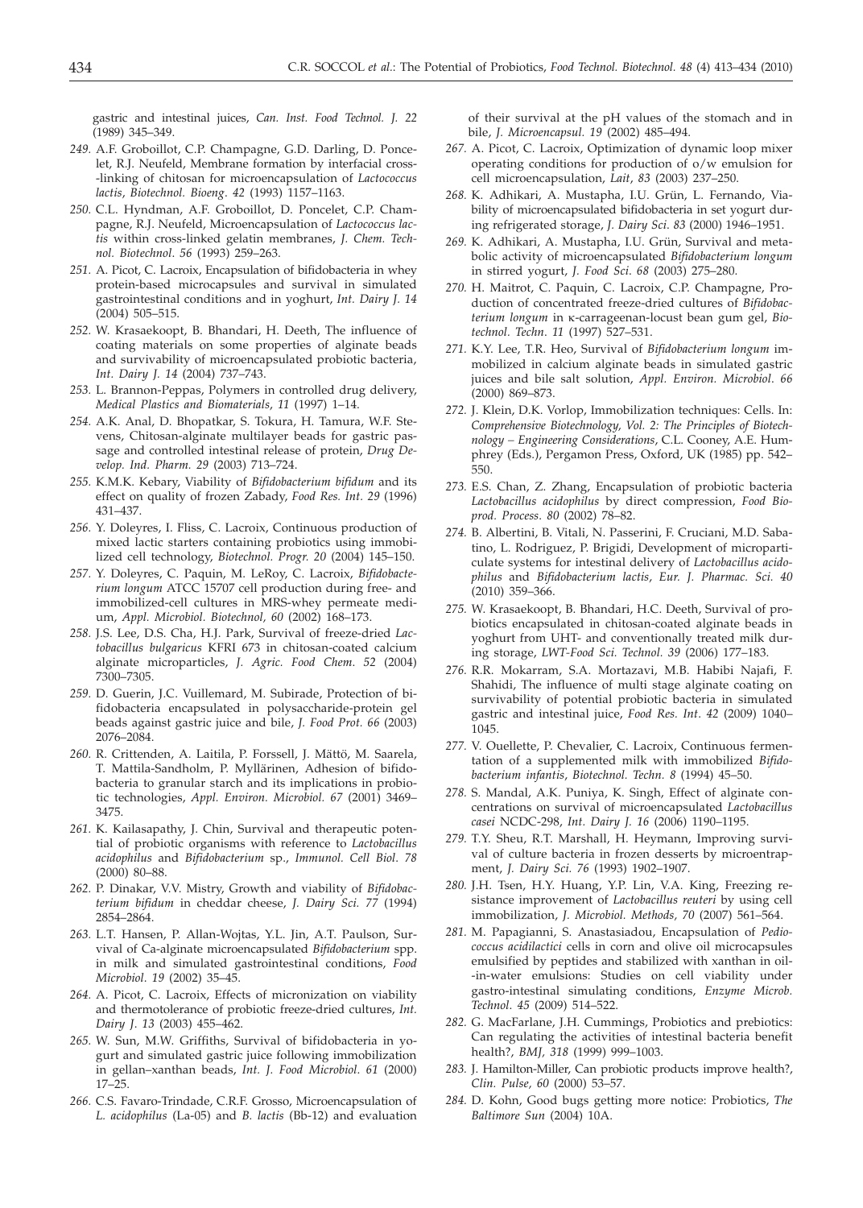gastric and intestinal juices, *Can. Inst. Food Technol. J. 22* (1989) 345–349.

*249.* A.F. Groboillot, C.P. Champagne, G.D. Darling, D. Poncelet, R.J. Neufeld, Membrane formation by interfacial cross-linking of chitosan for microencapsulation of *Lactococcus lactis*, *Biotechnol. Bioeng. 42* (1993) 1157–1163.

*250.* C.L. Hyndman, A.F. Groboillot, D. Poncelet, C.P. Champagne, R.J. Neufeld, Microencapsulation of *Lactococcus lactis* within cross-linked gelatin membranes, *J. Chem. Technol. Biotechnol. 56* (1993) 259–263.

*251.* A. Picot, C. Lacroix, Encapsulation of bifidobacteria in whey protein-based microcapsules and survival in simulated gastrointestinal conditions and in yoghurt, *Int. Dairy J. 14* (2004) 505–515.

*252.* W. Krasaekoopt, B. Bhandari, H. Deeth, The influence of coating materials on some properties of alginate beads and survivability of microencapsulated probiotic bacteria, *Int. Dairy J. 14* (2004) 737–743.

*253.* L. Brannon-Peppas, Polymers in controlled drug delivery, *Medical Plastics and Biomaterials*, *11* (1997) 1–14.

*254.* A.K. Anal, D. Bhopatkar, S. Tokura, H. Tamura, W.F. Stevens, Chitosan-alginate multilayer beads for gastric passage and controlled intestinal release of protein, *Drug Develop. Ind. Pharm. 29* (2003) 713–724.

*255.* K.M.K. Kebary, Viability of *Bifidobacterium bifidum* and its effect on quality of frozen Zabady, *Food Res. Int. 29* (1996) 431–437.

*256.* Y. Doleyres, I. Fliss, C. Lacroix, Continuous production of mixed lactic starters containing probiotics using immobilized cell technology, *Biotechnol. Progr. 20* (2004) 145–150.

*257.* Y. Doleyres, C. Paquin, M. LeRoy, C. Lacroix, *Bifidobacterium longum* ATCC 15707 cell production during free- and immobilized-cell cultures in MRS-whey permeate medium, *Appl. Microbiol. Biotechnol, 60* (2002) 168–173.

*258.* J.S. Lee, D.S. Cha, H.J. Park, Survival of freeze-dried *Lactobacillus bulgaricus* KFRI 673 in chitosan-coated calcium alginate microparticles, *J. Agric. Food Chem. 52* (2004) 7300–7305.

*259.* D. Guerin, J.C. Vuillemard, M. Subirade, Protection of bifidobacteria encapsulated in polysaccharide-protein gel beads against gastric juice and bile, *J. Food Prot. 66* (2003) 2076–2084.

*260.* R. Crittenden, A. Laitila, P. Forssell, J. Mättö, M. Saarela, T. Mattila-Sandholm, P. Myllärinen, Adhesion of bifidobacteria to granular starch and its implications in probiotic technologies, *Appl. Environ. Microbiol. 67* (2001) 3469–3475.

*261.* K. Kailasapathy, J. Chin, Survival and therapeutic potential of probiotic organisms with reference to *Lactobacillus acidophilus* and *Bifidobacterium* sp., *Immunol. Cell Biol. 78* (2000) 80–88.

*262.* P. Dinakar, V.V. Mistry, Growth and viability of *Bifidobacterium bifidum* in cheddar cheese, *J. Dairy Sci. 77* (1994) 2854–2864.

*263.* L.T. Hansen, P. Allan-Wojtas, Y.L. Jin, A.T. Paulson, Survival of Ca-alginate microencapsulated *Bifidobacterium* spp. in milk and simulated gastrointestinal conditions, *Food Microbiol. 19* (2002) 35–45.

*264.* A. Picot, C. Lacroix, Effects of micronization on viability and thermotolerance of probiotic freeze-dried cultures, *Int. Dairy J. 13* (2003) 455–462.

*265.* W. Sun, M.W. Griffiths, Survival of bifidobacteria in yogurt and simulated gastric juice following immobilization in gellan–xanthan beads, *Int. J. Food Microbiol. 61* (2000) 17–25.

*266.* C.S. Favaro-Trindade, C.R.F. Grosso, Microencapsulation of *L. acidophilus* (La-05) and *B. lactis* (Bb-12) and evaluation of their survival at the pH values of the stomach and in bile, *J. Microencapsul. 19* (2002) 485–494.

*267.* A. Picot, C. Lacroix, Optimization of dynamic loop mixer operating conditions for production of o/w emulsion for cell microencapsulation, *Lait*, *83* (2003) 237–250.

*268.* K. Adhikari, A. Mustapha, I.U. Grün, L. Fernando, Viability of microencapsulated bifidobacteria in set yogurt during refrigerated storage, *J. Dairy Sci. 83* (2000) 1946–1951.

*269.* K. Adhikari, A. Mustapha, I.U. Grün, Survival and metabolic activity of microencapsulated *Bifidobacterium longum* in stirred yogurt, *J. Food Sci. 68* (2003) 275–280.

*270.* H. Maitrot, C. Paquin, C. Lacroix, C.P. Champagne, Production of concentrated freeze-dried cultures of *Bifidobacterium longum* in κ-carrageenan-locust bean gum gel, *Biotechnol. Techn. 11* (1997) 527–531.

*271.* K.Y. Lee, T.R. Heo, Survival of *Bifidobacterium longum* immobilized in calcium alginate beads in simulated gastric juices and bile salt solution, *Appl. Environ. Microbiol. 66* (2000) 869–873.

*272.* J. Klein, D.K. Vorlop, Immobilization techniques: Cells. In: *Comprehensive Biotechnology, Vol. 2: The Principles of Biotechnology – Engineering Considerations*, C.L. Cooney, A.E. Humphrey (Eds.), Pergamon Press, Oxford, UK (1985) pp. 542–550.

*273.* E.S. Chan, Z. Zhang, Encapsulation of probiotic bacteria *Lactobacillus acidophilus* by direct compression, *Food Bioprod. Process. 80* (2002) 78–82.

*274.* B. Albertini, B. Vitali, N. Passerini, F. Cruciani, M.D. Sabatino, L. Rodriguez, P. Brigidi, Development of microparticulate systems for intestinal delivery of *Lactobacillus acidophilus* and *Bifidobacterium lactis*, *Eur. J. Pharmac. Sci. 40* (2010) 359–366.

*275.* W. Krasaekoopt, B. Bhandari, H.C. Deeth, Survival of probiotics encapsulated in chitosan-coated alginate beads in yoghurt from UHT- and conventionally treated milk during storage, *LWT-Food Sci. Technol. 39* (2006) 177–183.

*276.* R.R. Mokarram, S.A. Mortazavi, M.B. Habibi Najafi, F. Shahidi, The influence of multi stage alginate coating on survivability of potential probiotic bacteria in simulated gastric and intestinal juice, *Food Res. Int. 42* (2009) 1040–1045.

*277.* V. Ouellette, P. Chevalier, C. Lacroix, Continuous fermentation of a supplemented milk with immobilized *Bifidobacterium infantis*, *Biotechnol. Techn. 8* (1994) 45–50.

*278.* S. Mandal, A.K. Puniya, K. Singh, Effect of alginate concentrations on survival of microencapsulated *Lactobacillus casei* NCDC-298, *Int. Dairy J. 16* (2006) 1190–1195.

*279.* T.Y. Sheu, R.T. Marshall, H. Heymann, Improving survival of culture bacteria in frozen desserts by microentrapment, *J. Dairy Sci. 76* (1993) 1902–1907.

*280.* J.H. Tsen, H.Y. Huang, Y.P. Lin, V.A. King, Freezing resistance improvement of *Lactobacillus reuteri* by using cell immobilization, *J. Microbiol. Methods*, *70* (2007) 561–564.

*281.* M. Papagianni, S. Anastasiadou, Encapsulation of *Pediococcus acidilactici* cells in corn and olive oil microcapsules emulsified by peptides and stabilized with xanthan in oil-in-water emulsions: Studies on cell viability under gastro-intestinal simulating conditions, *Enzyme Microb. Technol. 45* (2009) 514–522.

*282.* G. MacFarlane, J.H. Cummings, Probiotics and prebiotics: Can regulating the activities of intestinal bacteria benefit health?, *BMJ, 318* (1999) 999–1003.

*283.* J. Hamilton-Miller, Can probiotic products improve health?, *Clin. Pulse, 60* (2000) 53–57.

*284.* D. Kohn, Good bugs getting more notice: Probiotics, *The Baltimore Sun* (2004) 10A.